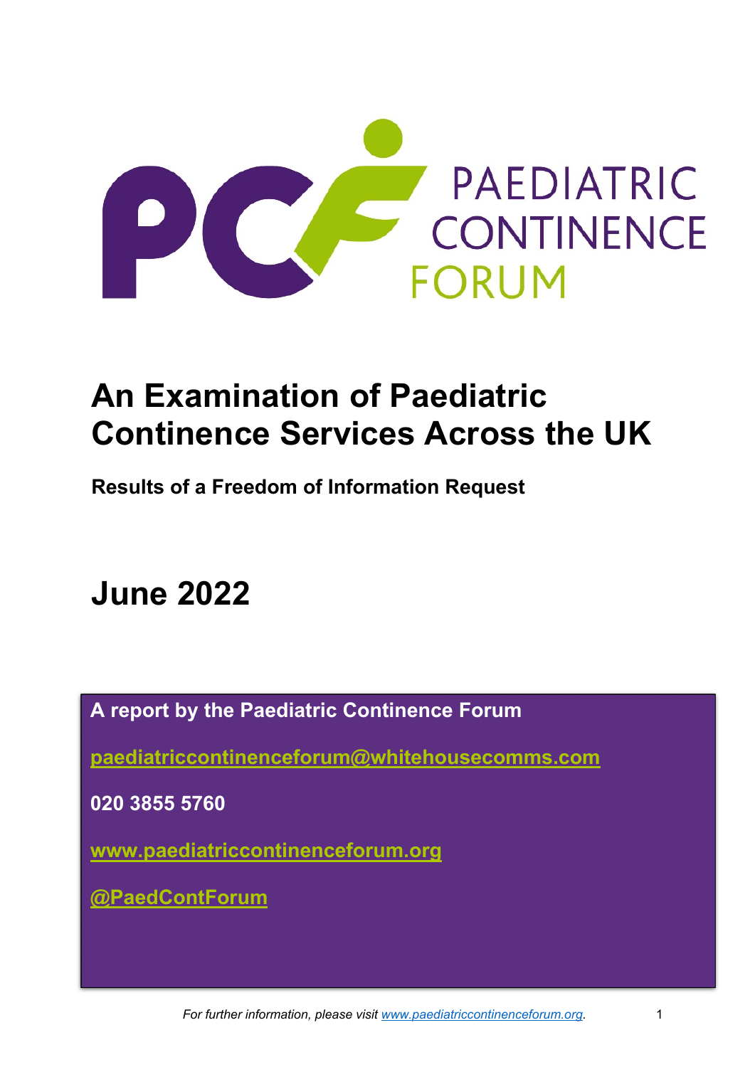PAEDIATRIC CONTINENCE FORUM

# An Examination of Paediatric Continence Services Across the UK

**Results of a Freedom of Information Request**

# June 2022

**A report by the Paediatric Continence Forum**

**paediatriccontinenceforum@whitehousecomms.com**

**020 3855 5760**

**www.paediatriccontinenceforum.org**

**@PaedContForum**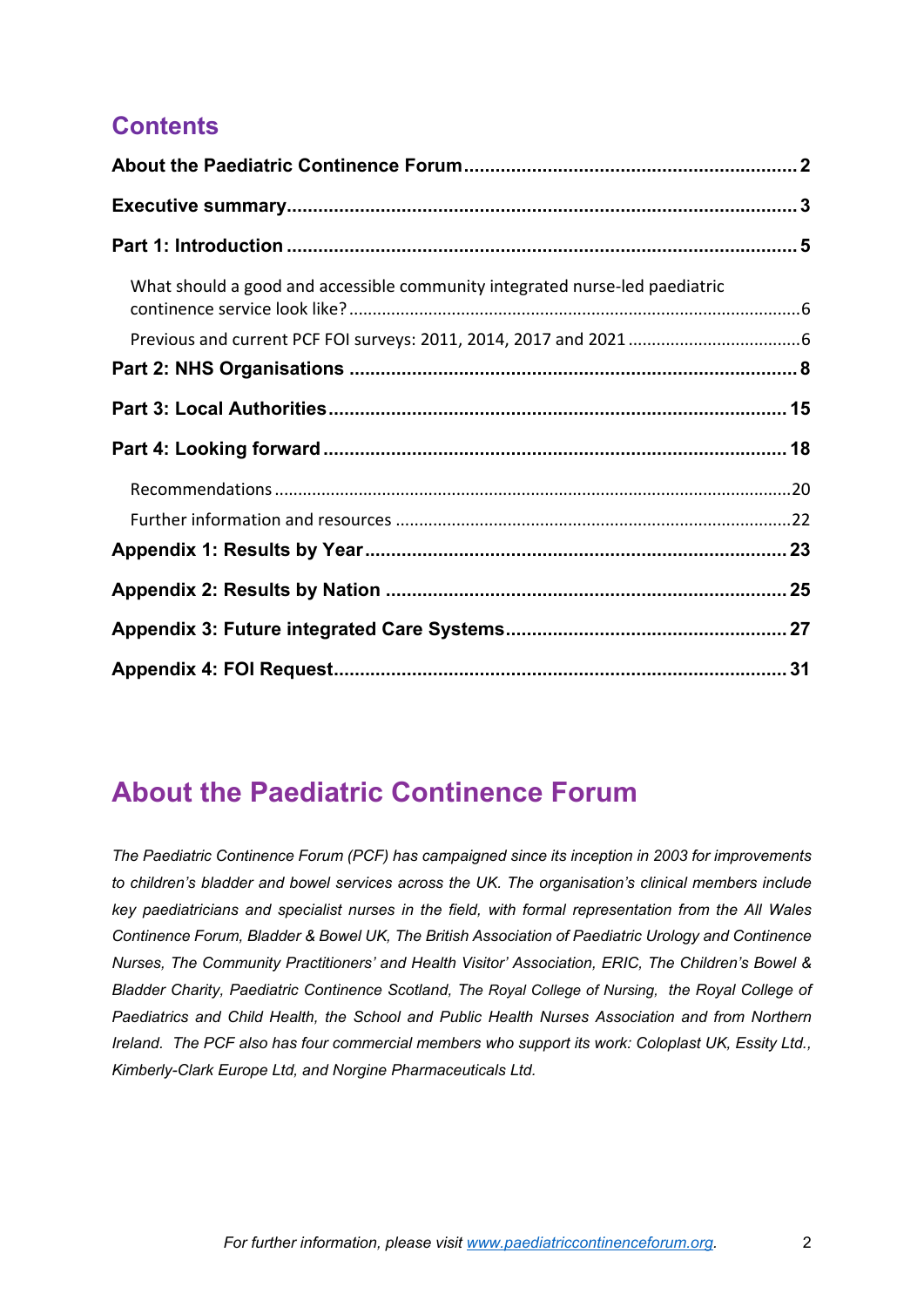## Contents

**About the Paediatric Continence Forum** ........................................ 2

**Executive summary** ........................................ 3

**Part 1: Introduction** ........................................ 5

What should a good and accessible community integrated nurse-led paediatric continence service look like? ........................................ 6

Previous and current PCF FOI surveys: 2011, 2014, 2017 and 2021 ........................................ 6

**Part 2: NHS Organisations** ........................................ 8

**Part 3: Local Authorities** ........................................ 15

**Part 4: Looking forward** ........................................ 18

Recommendations ........................................ 20

Further information and resources ........................................ 22

**Appendix 1: Results by Year** ........................................ 23

**Appendix 2: Results by Nation** ........................................ 25

**Appendix 3: Future integrated Care Systems** ........................................ 27

**Appendix 4: FOI Request** ........................................ 31

# About the Paediatric Continence Forum

*The Paediatric Continence Forum (PCF) has campaigned since its inception in 2003 for improvements to children's bladder and bowel services across the UK. The organisation's clinical members include key paediatricians and specialist nurses in the field, with formal representation from the All Wales Continence Forum, Bladder & Bowel UK, The British Association of Paediatric Urology and Continence Nurses, The Community Practitioners' and Health Visitor' Association, ERIC, The Children's Bowel & Bladder Charity, Paediatric Continence Scotland, The Royal College of Nursing, the Royal College of Paediatrics and Child Health, the School and Public Health Nurses Association and from Northern Ireland. The PCF also has four commercial members who support its work: Coloplast UK, Essity Ltd., Kimberly-Clark Europe Ltd, and Norgine Pharmaceuticals Ltd.*

*For further information, please visit [www.paediatriccontinenceforum.org](www.paediatriccontinenceforum.org).*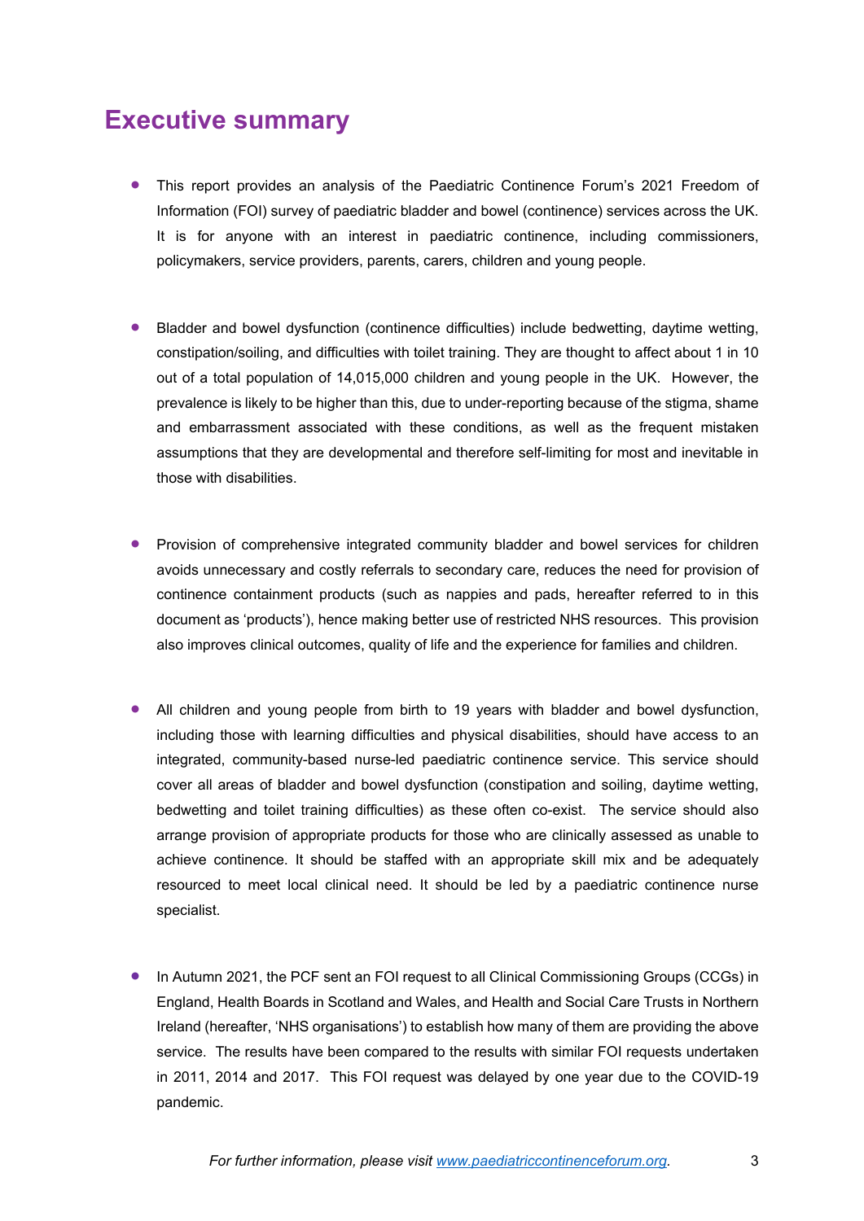# Executive summary

- This report provides an analysis of the Paediatric Continence Forum's 2021 Freedom of Information (FOI) survey of paediatric bladder and bowel (continence) services across the UK. It is for anyone with an interest in paediatric continence, including commissioners, policymakers, service providers, parents, carers, children and young people.

- Bladder and bowel dysfunction (continence difficulties) include bedwetting, daytime wetting, constipation/soiling, and difficulties with toilet training. They are thought to affect about 1 in 10 out of a total population of 14,015,000 children and young people in the UK. However, the prevalence is likely to be higher than this, due to under-reporting because of the stigma, shame and embarrassment associated with these conditions, as well as the frequent mistaken assumptions that they are developmental and therefore self-limiting for most and inevitable in those with disabilities.

- Provision of comprehensive integrated community bladder and bowel services for children avoids unnecessary and costly referrals to secondary care, reduces the need for provision of continence containment products (such as nappies and pads, hereafter referred to in this document as 'products'), hence making better use of restricted NHS resources. This provision also improves clinical outcomes, quality of life and the experience for families and children.

- All children and young people from birth to 19 years with bladder and bowel dysfunction, including those with learning difficulties and physical disabilities, should have access to an integrated, community-based nurse-led paediatric continence service. This service should cover all areas of bladder and bowel dysfunction (constipation and soiling, daytime wetting, bedwetting and toilet training difficulties) as these often co-exist. The service should also arrange provision of appropriate products for those who are clinically assessed as unable to achieve continence. It should be staffed with an appropriate skill mix and be adequately resourced to meet local clinical need. It should be led by a paediatric continence nurse specialist.

- In Autumn 2021, the PCF sent an FOI request to all Clinical Commissioning Groups (CCGs) in England, Health Boards in Scotland and Wales, and Health and Social Care Trusts in Northern Ireland (hereafter, 'NHS organisations') to establish how many of them are providing the above service. The results have been compared to the results with similar FOI requests undertaken in 2011, 2014 and 2017. This FOI request was delayed by one year due to the COVID-19 pandemic.

*For further information, please visit [www.paediatriccontinenceforum.org](www.paediatriccontinenceforum.org).*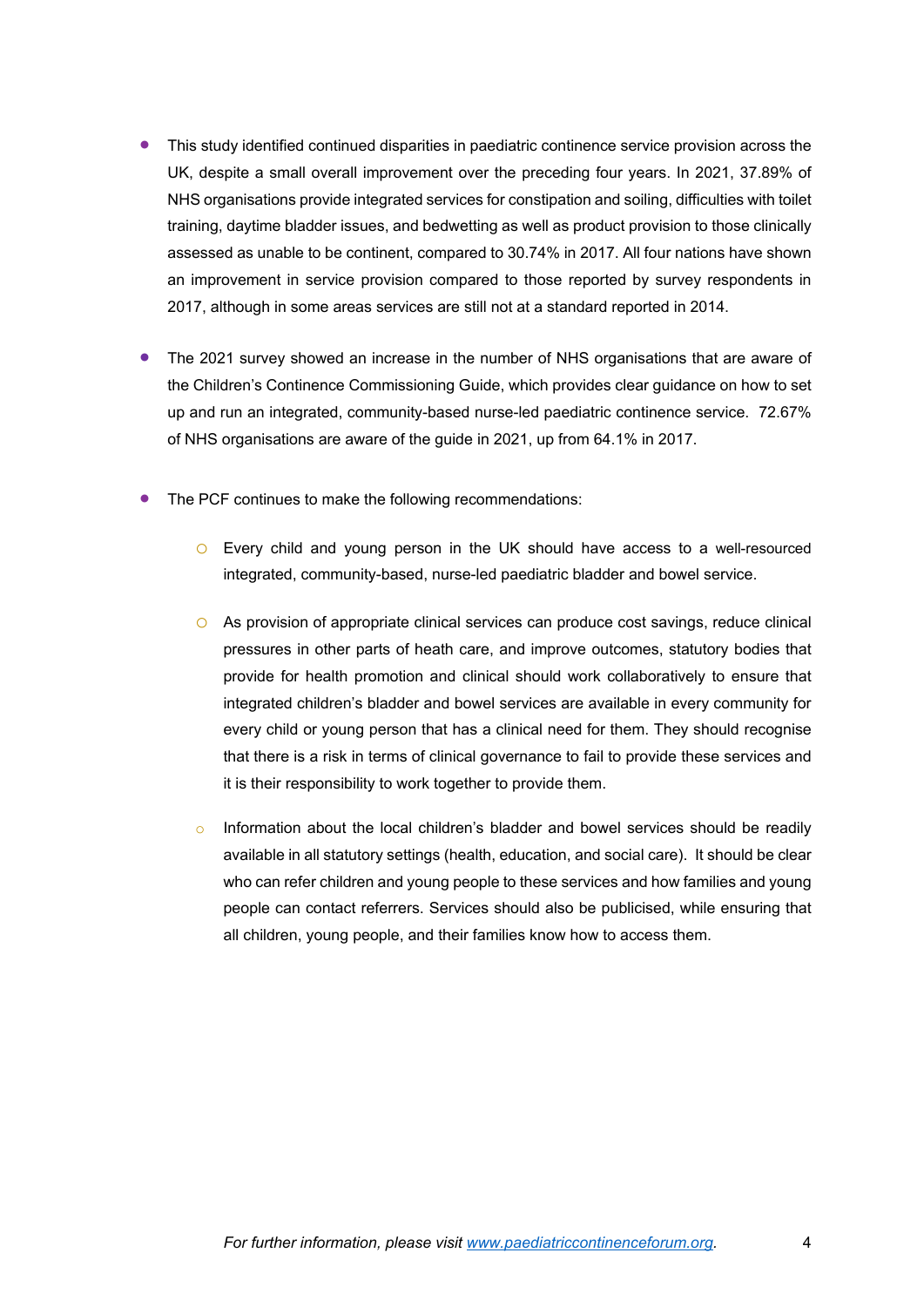- This study identified continued disparities in paediatric continence service provision across the UK, despite a small overall improvement over the preceding four years. In 2021, 37.89% of NHS organisations provide integrated services for constipation and soiling, difficulties with toilet training, daytime bladder issues, and bedwetting as well as product provision to those clinically assessed as unable to be continent, compared to 30.74% in 2017. All four nations have shown an improvement in service provision compared to those reported by survey respondents in 2017, although in some areas services are still not at a standard reported in 2014.

- The 2021 survey showed an increase in the number of NHS organisations that are aware of the Children's Continence Commissioning Guide, which provides clear guidance on how to set up and run an integrated, community-based nurse-led paediatric continence service. 72.67% of NHS organisations are aware of the guide in 2021, up from 64.1% in 2017.

- The PCF continues to make the following recommendations:

  - Every child and young person in the UK should have access to a well-resourced integrated, community-based, nurse-led paediatric bladder and bowel service.

  - As provision of appropriate clinical services can produce cost savings, reduce clinical pressures in other parts of heath care, and improve outcomes, statutory bodies that provide for health promotion and clinical should work collaboratively to ensure that integrated children's bladder and bowel services are available in every community for every child or young person that has a clinical need for them. They should recognise that there is a risk in terms of clinical governance to fail to provide these services and it is their responsibility to work together to provide them.

  - Information about the local children's bladder and bowel services should be readily available in all statutory settings (health, education, and social care). It should be clear who can refer children and young people to these services and how families and young people can contact referrers. Services should also be publicised, while ensuring that all children, young people, and their families know how to access them.

*For further information, please visit [www.paediatriccontinenceforum.org](http://www.paediatriccontinenceforum.org).*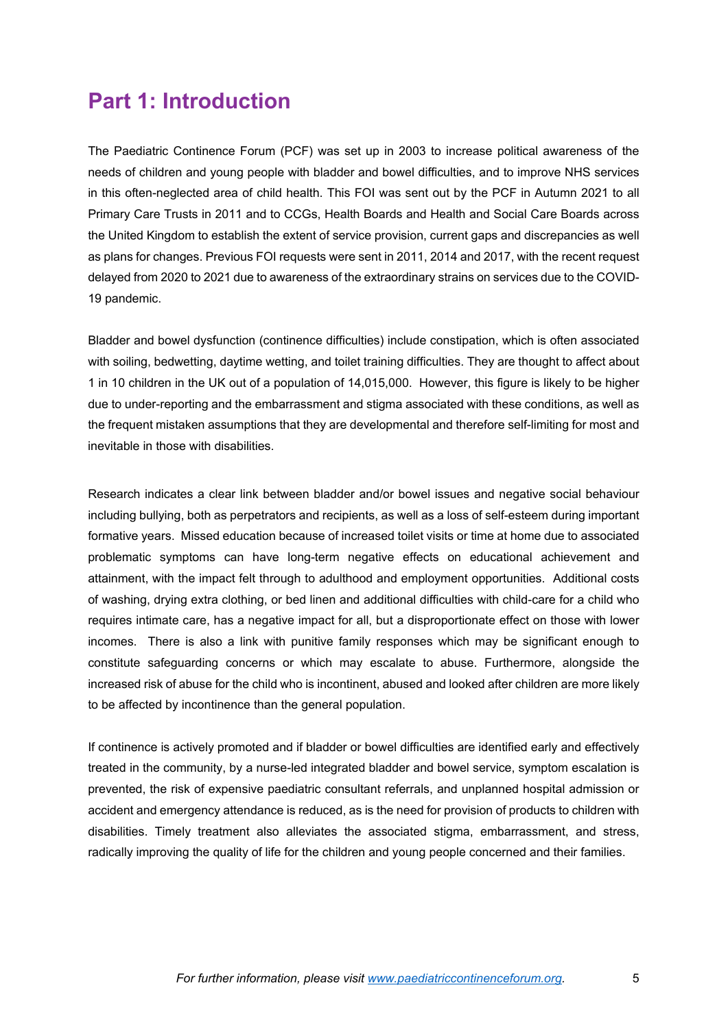## Part 1: Introduction

The Paediatric Continence Forum (PCF) was set up in 2003 to increase political awareness of the needs of children and young people with bladder and bowel difficulties, and to improve NHS services in this often-neglected area of child health. This FOI was sent out by the PCF in Autumn 2021 to all Primary Care Trusts in 2011 and to CCGs, Health Boards and Health and Social Care Boards across the United Kingdom to establish the extent of service provision, current gaps and discrepancies as well as plans for changes. Previous FOI requests were sent in 2011, 2014 and 2017, with the recent request delayed from 2020 to 2021 due to awareness of the extraordinary strains on services due to the COVID-19 pandemic.

Bladder and bowel dysfunction (continence difficulties) include constipation, which is often associated with soiling, bedwetting, daytime wetting, and toilet training difficulties. They are thought to affect about 1 in 10 children in the UK out of a population of 14,015,000. However, this figure is likely to be higher due to under-reporting and the embarrassment and stigma associated with these conditions, as well as the frequent mistaken assumptions that they are developmental and therefore self-limiting for most and inevitable in those with disabilities.

Research indicates a clear link between bladder and/or bowel issues and negative social behaviour including bullying, both as perpetrators and recipients, as well as a loss of self-esteem during important formative years. Missed education because of increased toilet visits or time at home due to associated problematic symptoms can have long-term negative effects on educational achievement and attainment, with the impact felt through to adulthood and employment opportunities. Additional costs of washing, drying extra clothing, or bed linen and additional difficulties with child-care for a child who requires intimate care, has a negative impact for all, but a disproportionate effect on those with lower incomes. There is also a link with punitive family responses which may be significant enough to constitute safeguarding concerns or which may escalate to abuse. Furthermore, alongside the increased risk of abuse for the child who is incontinent, abused and looked after children are more likely to be affected by incontinence than the general population.

If continence is actively promoted and if bladder or bowel difficulties are identified early and effectively treated in the community, by a nurse-led integrated bladder and bowel service, symptom escalation is prevented, the risk of expensive paediatric consultant referrals, and unplanned hospital admission or accident and emergency attendance is reduced, as is the need for provision of products to children with disabilities. Timely treatment also alleviates the associated stigma, embarrassment, and stress, radically improving the quality of life for the children and young people concerned and their families.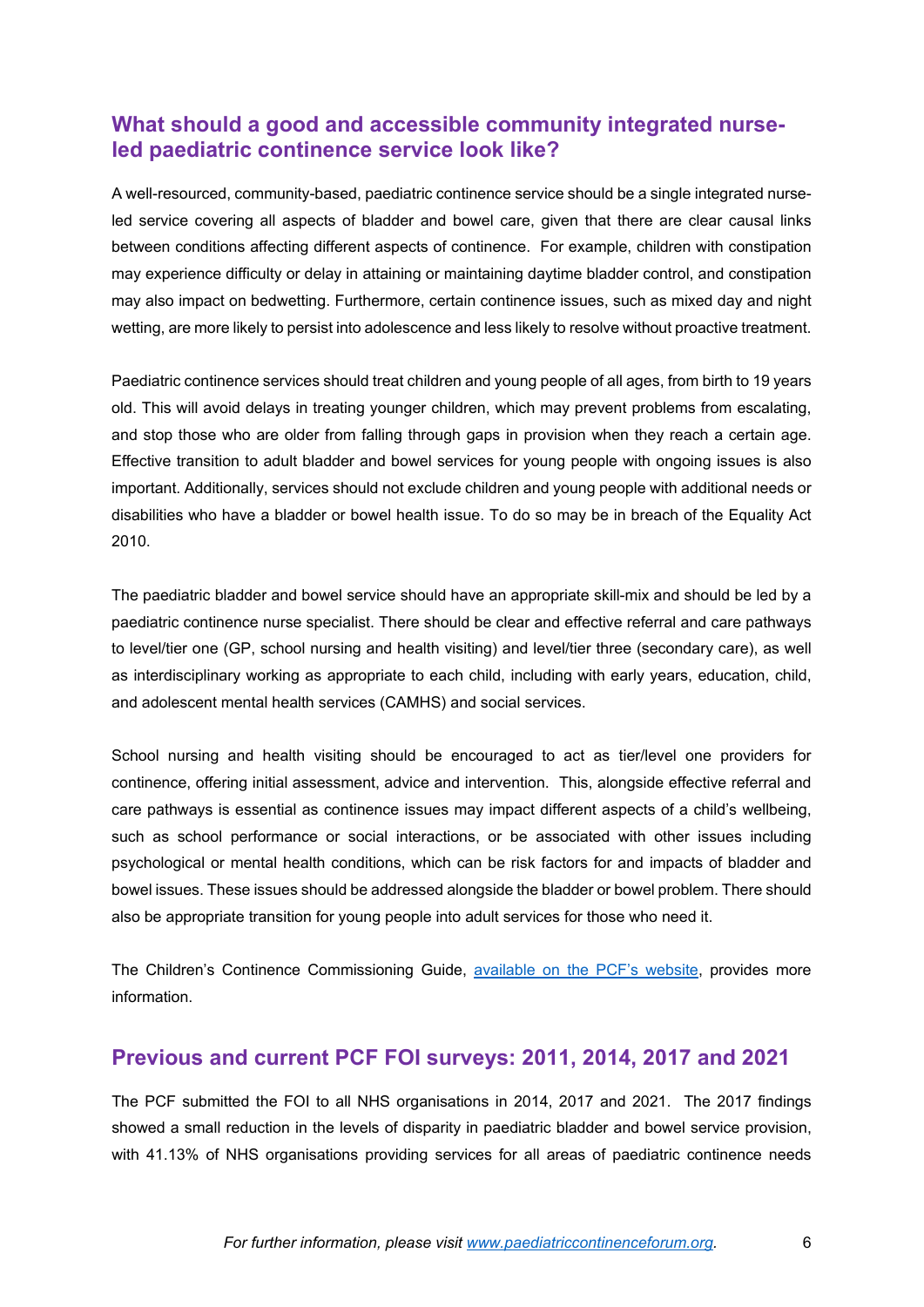## What should a good and accessible community integrated nurse-led paediatric continence service look like?

A well-resourced, community-based, paediatric continence service should be a single integrated nurse-led service covering all aspects of bladder and bowel care, given that there are clear causal links between conditions affecting different aspects of continence. For example, children with constipation may experience difficulty or delay in attaining or maintaining daytime bladder control, and constipation may also impact on bedwetting. Furthermore, certain continence issues, such as mixed day and night wetting, are more likely to persist into adolescence and less likely to resolve without proactive treatment.

Paediatric continence services should treat children and young people of all ages, from birth to 19 years old. This will avoid delays in treating younger children, which may prevent problems from escalating, and stop those who are older from falling through gaps in provision when they reach a certain age. Effective transition to adult bladder and bowel services for young people with ongoing issues is also important. Additionally, services should not exclude children and young people with additional needs or disabilities who have a bladder or bowel health issue. To do so may be in breach of the Equality Act 2010.

The paediatric bladder and bowel service should have an appropriate skill-mix and should be led by a paediatric continence nurse specialist. There should be clear and effective referral and care pathways to level/tier one (GP, school nursing and health visiting) and level/tier three (secondary care), as well as interdisciplinary working as appropriate to each child, including with early years, education, child, and adolescent mental health services (CAMHS) and social services.

School nursing and health visiting should be encouraged to act as tier/level one providers for continence, offering initial assessment, advice and intervention. This, alongside effective referral and care pathways is essential as continence issues may impact different aspects of a child's wellbeing, such as school performance or social interactions, or be associated with other issues including psychological or mental health conditions, which can be risk factors for and impacts of bladder and bowel issues. These issues should be addressed alongside the bladder or bowel problem. There should also be appropriate transition for young people into adult services for those who need it.

The Children's Continence Commissioning Guide, [available on the PCF's website](), provides more information.

## Previous and current PCF FOI surveys: 2011, 2014, 2017 and 2021

The PCF submitted the FOI to all NHS organisations in 2014, 2017 and 2021. The 2017 findings showed a small reduction in the levels of disparity in paediatric bladder and bowel service provision, with 41.13% of NHS organisations providing services for all areas of paediatric continence needs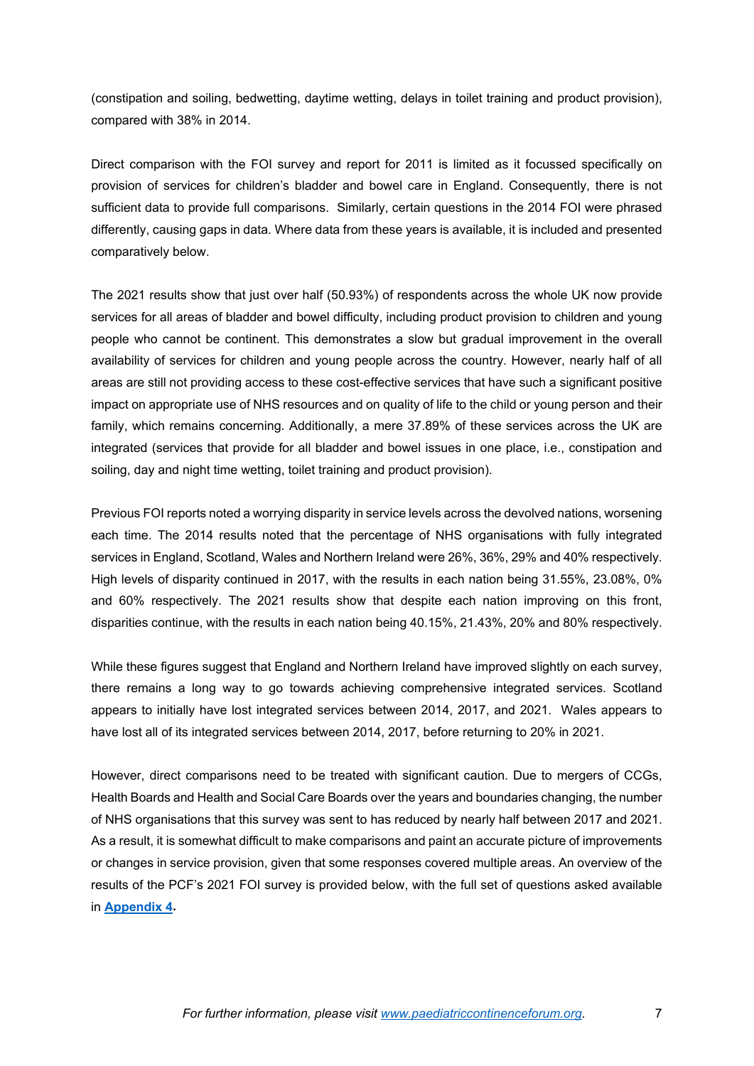(constipation and soiling, bedwetting, daytime wetting, delays in toilet training and product provision), compared with 38% in 2014.

Direct comparison with the FOI survey and report for 2011 is limited as it focussed specifically on provision of services for children's bladder and bowel care in England. Consequently, there is not sufficient data to provide full comparisons. Similarly, certain questions in the 2014 FOI were phrased differently, causing gaps in data. Where data from these years is available, it is included and presented comparatively below.

The 2021 results show that just over half (50.93%) of respondents across the whole UK now provide services for all areas of bladder and bowel difficulty, including product provision to children and young people who cannot be continent. This demonstrates a slow but gradual improvement in the overall availability of services for children and young people across the country. However, nearly half of all areas are still not providing access to these cost-effective services that have such a significant positive impact on appropriate use of NHS resources and on quality of life to the child or young person and their family, which remains concerning. Additionally, a mere 37.89% of these services across the UK are integrated (services that provide for all bladder and bowel issues in one place, i.e., constipation and soiling, day and night time wetting, toilet training and product provision).

Previous FOI reports noted a worrying disparity in service levels across the devolved nations, worsening each time. The 2014 results noted that the percentage of NHS organisations with fully integrated services in England, Scotland, Wales and Northern Ireland were 26%, 36%, 29% and 40% respectively. High levels of disparity continued in 2017, with the results in each nation being 31.55%, 23.08%, 0% and 60% respectively. The 2021 results show that despite each nation improving on this front, disparities continue, with the results in each nation being 40.15%, 21.43%, 20% and 80% respectively.

While these figures suggest that England and Northern Ireland have improved slightly on each survey, there remains a long way to go towards achieving comprehensive integrated services. Scotland appears to initially have lost integrated services between 2014, 2017, and 2021. Wales appears to have lost all of its integrated services between 2014, 2017, before returning to 20% in 2021.

However, direct comparisons need to be treated with significant caution. Due to mergers of CCGs, Health Boards and Health and Social Care Boards over the years and boundaries changing, the number of NHS organisations that this survey was sent to has reduced by nearly half between 2017 and 2021. As a result, it is somewhat difficult to make comparisons and paint an accurate picture of improvements or changes in service provision, given that some responses covered multiple areas. An overview of the results of the PCF's 2021 FOI survey is provided below, with the full set of questions asked available in **Appendix 4**.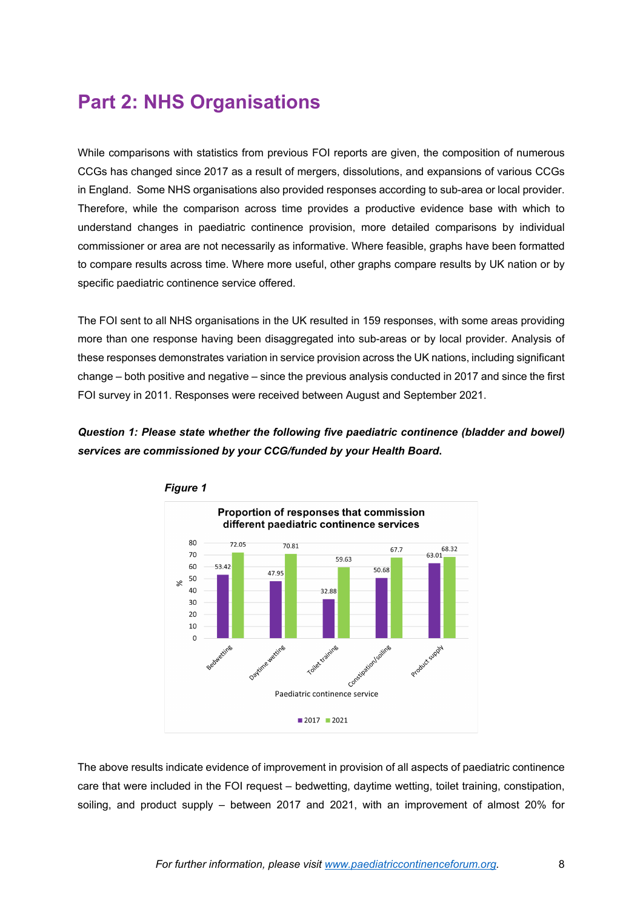# Part 2: NHS Organisations

While comparisons with statistics from previous FOI reports are given, the composition of numerous CCGs has changed since 2017 as a result of mergers, dissolutions, and expansions of various CCGs in England. Some NHS organisations also provided responses according to sub-area or local provider. Therefore, while the comparison across time provides a productive evidence base with which to understand changes in paediatric continence provision, more detailed comparisons by individual commissioner or area are not necessarily as informative. Where feasible, graphs have been formatted to compare results across time. Where more useful, other graphs compare results by UK nation or by specific paediatric continence service offered.

The FOI sent to all NHS organisations in the UK resulted in 159 responses, with some areas providing more than one response having been disaggregated into sub-areas or by local provider. Analysis of these responses demonstrates variation in service provision across the UK nations, including significant change – both positive and negative – since the previous analysis conducted in 2017 and since the first FOI survey in 2011. Responses were received between August and September 2021.

***Question 1: Please state whether the following five paediatric continence (bladder and bowel) services are commissioned by your CCG/funded by your Health Board.***

***Figure 1***

**Proportion of responses that commission different paediatric continence services**

| Paediatric continence service | 2017 (%) | 2021 (%) |
|---|---|---|
| Bedwetting | 53.42 | 72.05 |
| Daytime wetting | 47.95 | 70.81 |
| Toilet training | 32.88 | 59.63 |
| Constipation/soiling | 50.68 | 67.7 |
| Product supply | 63.01 | 68.32 |

The above results indicate evidence of improvement in provision of all aspects of paediatric continence care that were included in the FOI request – bedwetting, daytime wetting, toilet training, constipation, soiling, and product supply – between 2017 and 2021, with an improvement of almost 20% for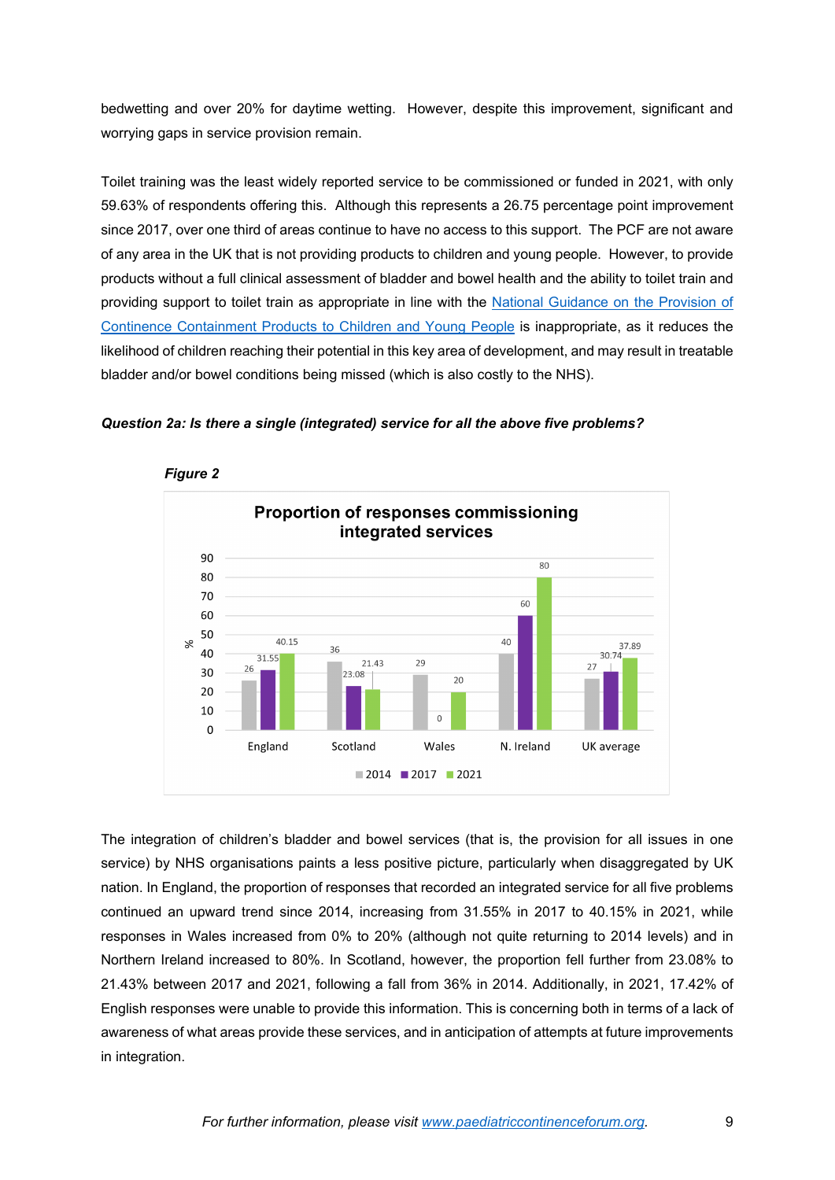bedwetting and over 20% for daytime wetting. However, despite this improvement, significant and worrying gaps in service provision remain.

Toilet training was the least widely reported service to be commissioned or funded in 2021, with only 59.63% of respondents offering this. Although this represents a 26.75 percentage point improvement since 2017, over one third of areas continue to have no access to this support. The PCF are not aware of any area in the UK that is not providing products to children and young people. However, to provide products without a full clinical assessment of bladder and bowel health and the ability to toilet train and providing support to toilet train as appropriate in line with the [National Guidance on the Provision of Continence Containment Products to Children and Young People]() is inappropriate, as it reduces the likelihood of children reaching their potential in this key area of development, and may result in treatable bladder and/or bowel conditions being missed (which is also costly to the NHS).

***Question 2a: Is there a single (integrated) service for all the above five problems?***

***Figure 2***

**Proportion of responses commissioning integrated services**

| % | 2014 | 2017 | 2021 |
|---|---|---|---|
| England | 26 | 31.55 | 40.15 |
| Scotland | 36 | 23.08 | 21.43 |
| Wales | 29 | 0 | 20 |
| N. Ireland | 40 | 60 | 80 |
| UK average | 27 | 30.74 | 37.89 |

The integration of children's bladder and bowel services (that is, the provision for all issues in one service) by NHS organisations paints a less positive picture, particularly when disaggregated by UK nation. In England, the proportion of responses that recorded an integrated service for all five problems continued an upward trend since 2014, increasing from 31.55% in 2017 to 40.15% in 2021, while responses in Wales increased from 0% to 20% (although not quite returning to 2014 levels) and in Northern Ireland increased to 80%. In Scotland, however, the proportion fell further from 23.08% to 21.43% between 2017 and 2021, following a fall from 36% in 2014. Additionally, in 2021, 17.42% of English responses were unable to provide this information. This is concerning both in terms of a lack of awareness of what areas provide these services, and in anticipation of attempts at future improvements in integration.

*For further information, please visit [www.paediatriccontinenceforum.org]().*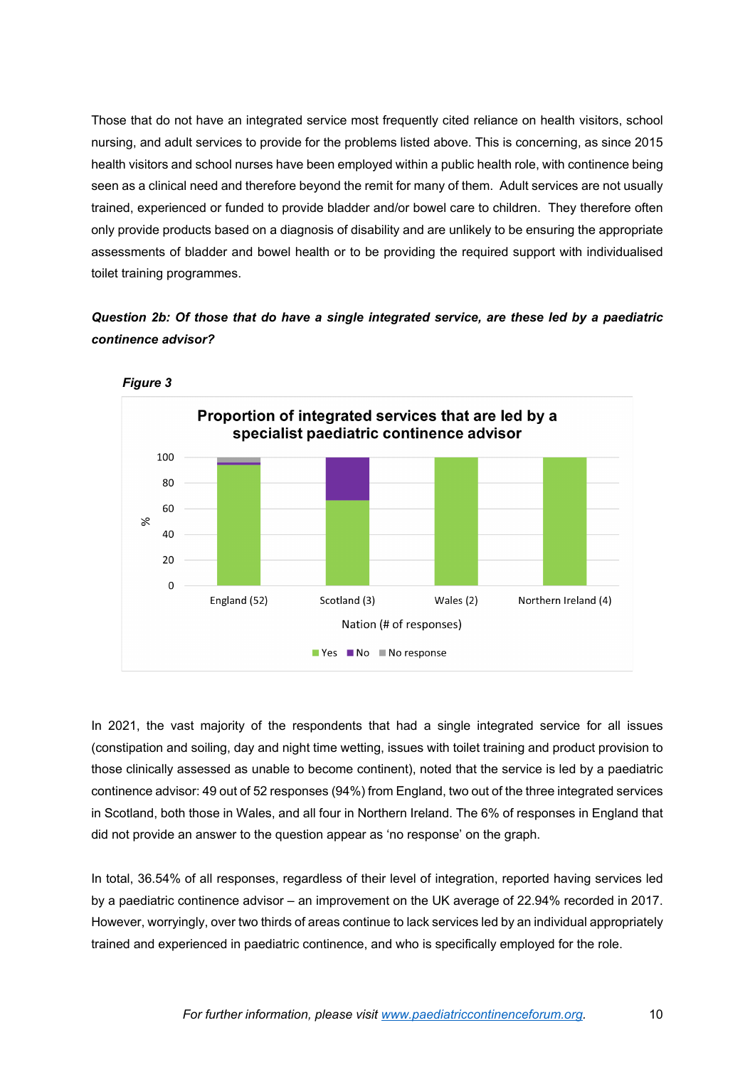Those that do not have an integrated service most frequently cited reliance on health visitors, school nursing, and adult services to provide for the problems listed above. This is concerning, as since 2015 health visitors and school nurses have been employed within a public health role, with continence being seen as a clinical need and therefore beyond the remit for many of them. Adult services are not usually trained, experienced or funded to provide bladder and/or bowel care to children. They therefore often only provide products based on a diagnosis of disability and are unlikely to be ensuring the appropriate assessments of bladder and bowel health or to be providing the required support with individualised toilet training programmes.

***Question 2b: Of those that do have a single integrated service, are these led by a paediatric continence advisor?***

***Figure 3***

**Proportion of integrated services that are led by a specialist paediatric continence advisor**

In 2021, the vast majority of the respondents that had a single integrated service for all issues (constipation and soiling, day and night time wetting, issues with toilet training and product provision to those clinically assessed as unable to become continent), noted that the service is led by a paediatric continence advisor: 49 out of 52 responses (94%) from England, two out of the three integrated services in Scotland, both those in Wales, and all four in Northern Ireland. The 6% of responses in England that did not provide an answer to the question appear as 'no response' on the graph.

In total, 36.54% of all responses, regardless of their level of integration, reported having services led by a paediatric continence advisor – an improvement on the UK average of 22.94% recorded in 2017. However, worryingly, over two thirds of areas continue to lack services led by an individual appropriately trained and experienced in paediatric continence, and who is specifically employed for the role.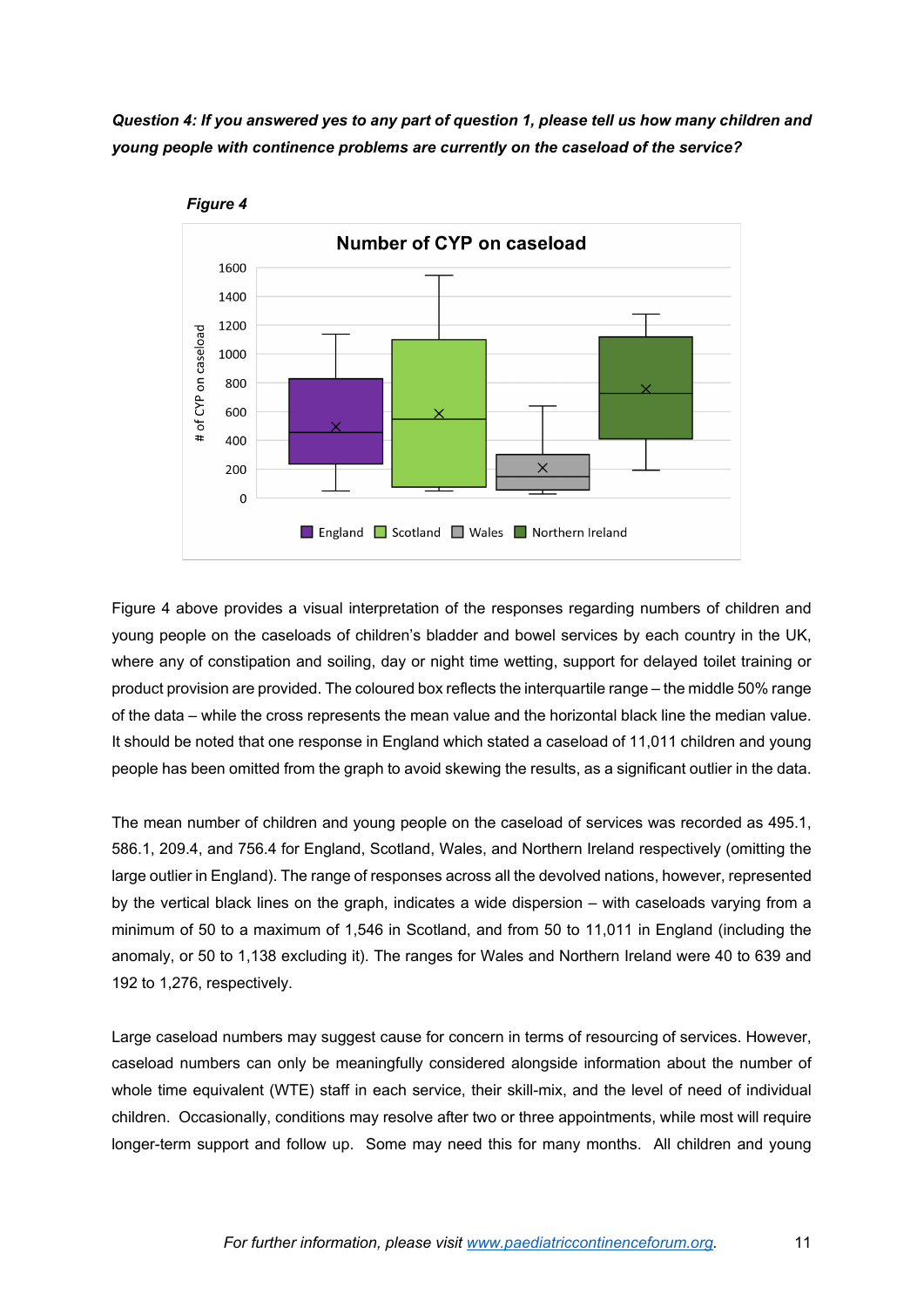***Question 4: If you answered yes to any part of question 1, please tell us how many children and young people with continence problems are currently on the caseload of the service?***

***Figure 4***

Figure 4 above provides a visual interpretation of the responses regarding numbers of children and young people on the caseloads of children's bladder and bowel services by each country in the UK, where any of constipation and soiling, day or night time wetting, support for delayed toilet training or product provision are provided. The coloured box reflects the interquartile range – the middle 50% range of the data – while the cross represents the mean value and the horizontal black line the median value. It should be noted that one response in England which stated a caseload of 11,011 children and young people has been omitted from the graph to avoid skewing the results, as a significant outlier in the data.

The mean number of children and young people on the caseload of services was recorded as 495.1, 586.1, 209.4, and 756.4 for England, Scotland, Wales, and Northern Ireland respectively (omitting the large outlier in England). The range of responses across all the devolved nations, however, represented by the vertical black lines on the graph, indicates a wide dispersion – with caseloads varying from a minimum of 50 to a maximum of 1,546 in Scotland, and from 50 to 11,011 in England (including the anomaly, or 50 to 1,138 excluding it). The ranges for Wales and Northern Ireland were 40 to 639 and 192 to 1,276, respectively.

Large caseload numbers may suggest cause for concern in terms of resourcing of services. However, caseload numbers can only be meaningfully considered alongside information about the number of whole time equivalent (WTE) staff in each service, their skill-mix, and the level of need of individual children. Occasionally, conditions may resolve after two or three appointments, while most will require longer-term support and follow up. Some may need this for many months. All children and young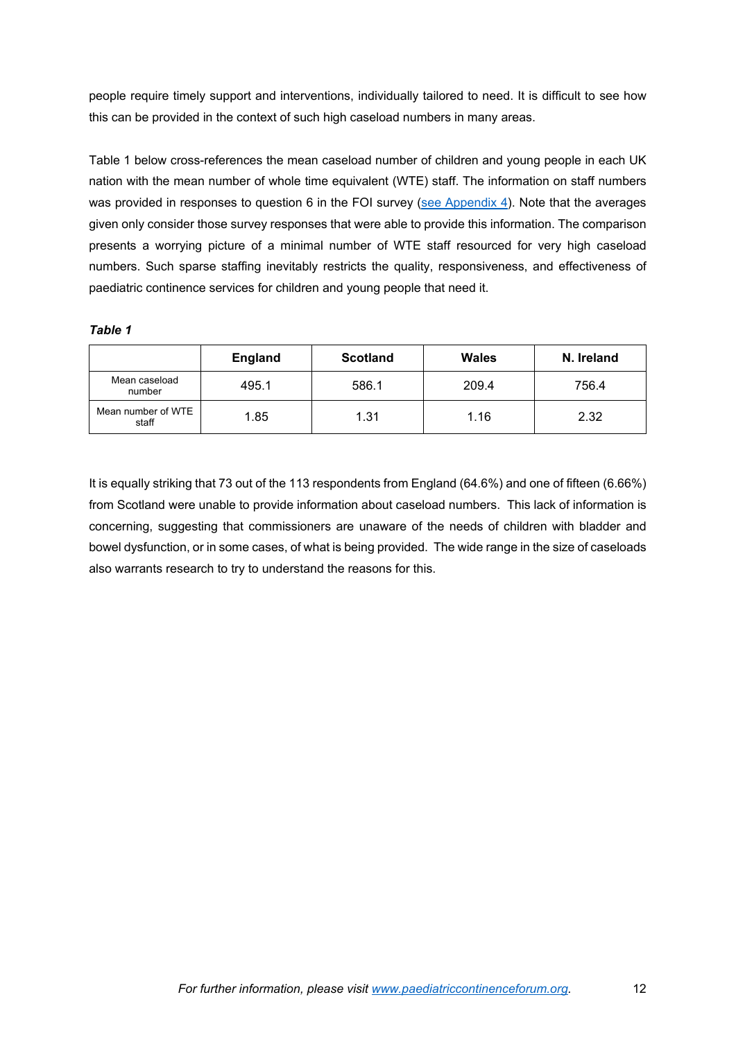people require timely support and interventions, individually tailored to need. It is difficult to see how this can be provided in the context of such high caseload numbers in many areas.

Table 1 below cross-references the mean caseload number of children and young people in each UK nation with the mean number of whole time equivalent (WTE) staff. The information on staff numbers was provided in responses to question 6 in the FOI survey (see Appendix 4). Note that the averages given only consider those survey responses that were able to provide this information. The comparison presents a worrying picture of a minimal number of WTE staff resourced for very high caseload numbers. Such sparse staffing inevitably restricts the quality, responsiveness, and effectiveness of paediatric continence services for children and young people that need it.

***Table 1***

| | England | Scotland | Wales | N. Ireland |
|---|---|---|---|---|
| Mean caseload number | 495.1 | 586.1 | 209.4 | 756.4 |
| Mean number of WTE staff | 1.85 | 1.31 | 1.16 | 2.32 |

It is equally striking that 73 out of the 113 respondents from England (64.6%) and one of fifteen (6.66%) from Scotland were unable to provide information about caseload numbers. This lack of information is concerning, suggesting that commissioners are unaware of the needs of children with bladder and bowel dysfunction, or in some cases, of what is being provided. The wide range in the size of caseloads also warrants research to try to understand the reasons for this.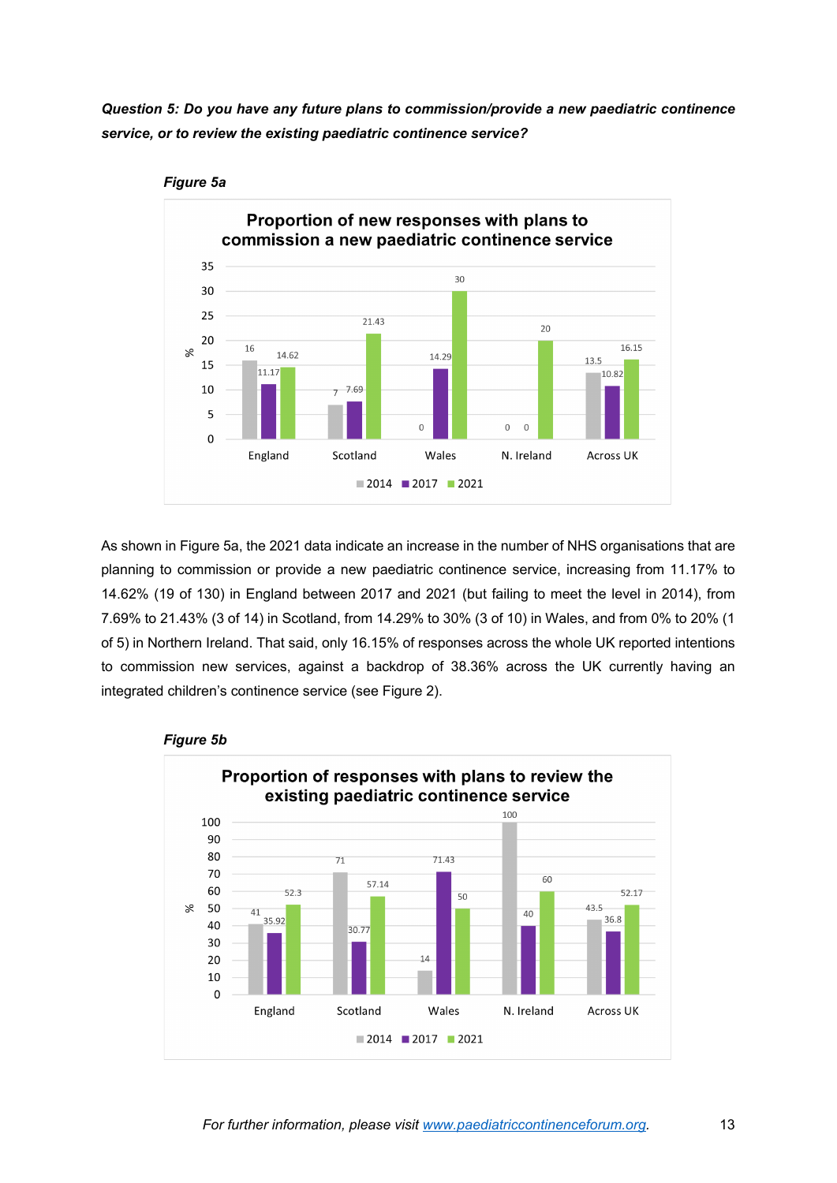***Question 5: Do you have any future plans to commission/provide a new paediatric continence service, or to review the existing paediatric continence service?***

***Figure 5a***

As shown in Figure 5a, the 2021 data indicate an increase in the number of NHS organisations that are planning to commission or provide a new paediatric continence service, increasing from 11.17% to 14.62% (19 of 130) in England between 2017 and 2021 (but failing to meet the level in 2014), from 7.69% to 21.43% (3 of 14) in Scotland, from 14.29% to 30% (3 of 10) in Wales, and from 0% to 20% (1 of 5) in Northern Ireland. That said, only 16.15% of responses across the whole UK reported intentions to commission new services, against a backdrop of 38.36% across the UK currently having an integrated children's continence service (see Figure 2).

***Figure 5b***

*For further information, please visit [www.paediatriccontinenceforum.org](http://www.paediatriccontinenceforum.org).*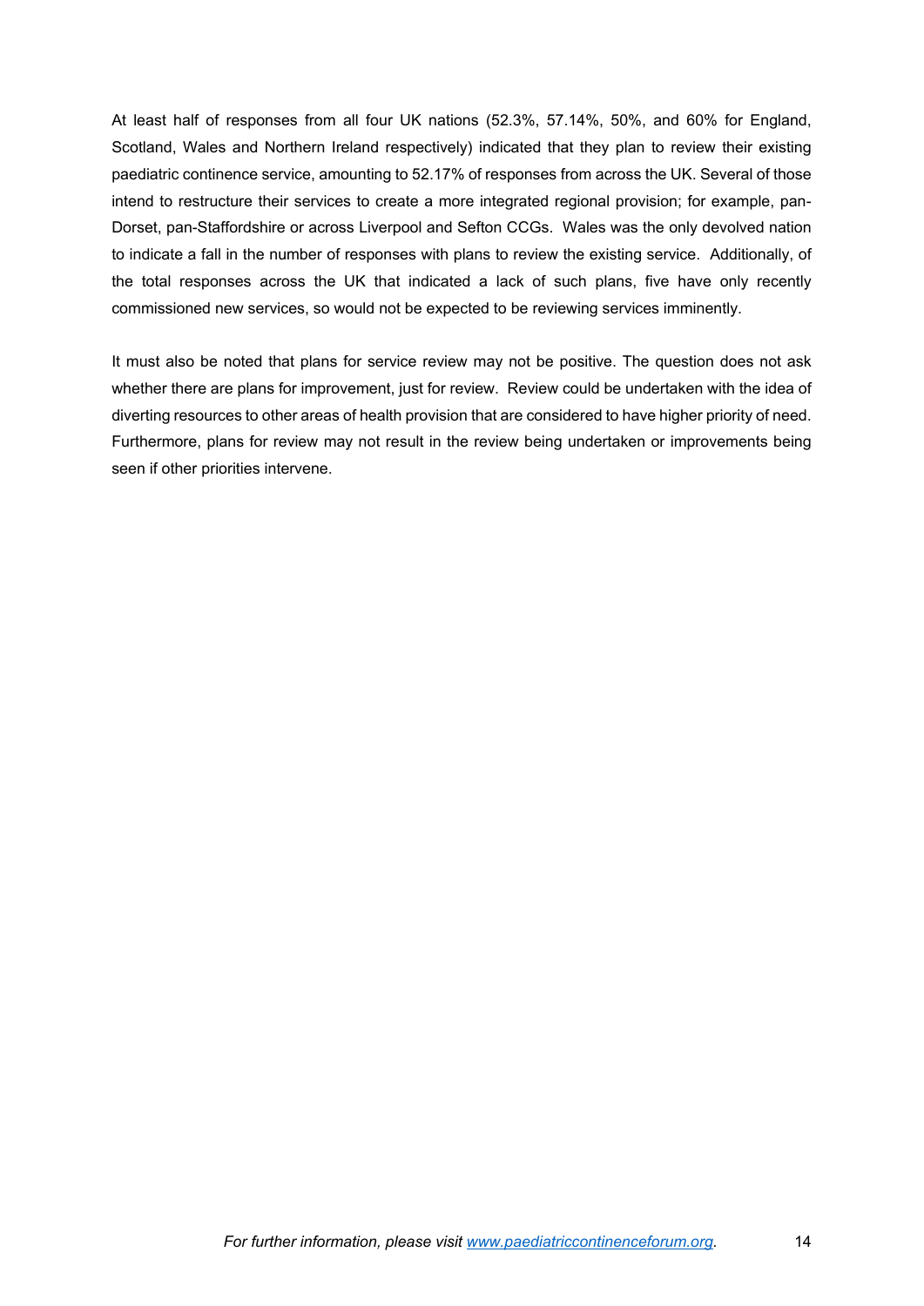At least half of responses from all four UK nations (52.3%, 57.14%, 50%, and 60% for England, Scotland, Wales and Northern Ireland respectively) indicated that they plan to review their existing paediatric continence service, amounting to 52.17% of responses from across the UK. Several of those intend to restructure their services to create a more integrated regional provision; for example, pan-Dorset, pan-Staffordshire or across Liverpool and Sefton CCGs. Wales was the only devolved nation to indicate a fall in the number of responses with plans to review the existing service. Additionally, of the total responses across the UK that indicated a lack of such plans, five have only recently commissioned new services, so would not be expected to be reviewing services imminently.

It must also be noted that plans for service review may not be positive. The question does not ask whether there are plans for improvement, just for review. Review could be undertaken with the idea of diverting resources to other areas of health provision that are considered to have higher priority of need. Furthermore, plans for review may not result in the review being undertaken or improvements being seen if other priorities intervene.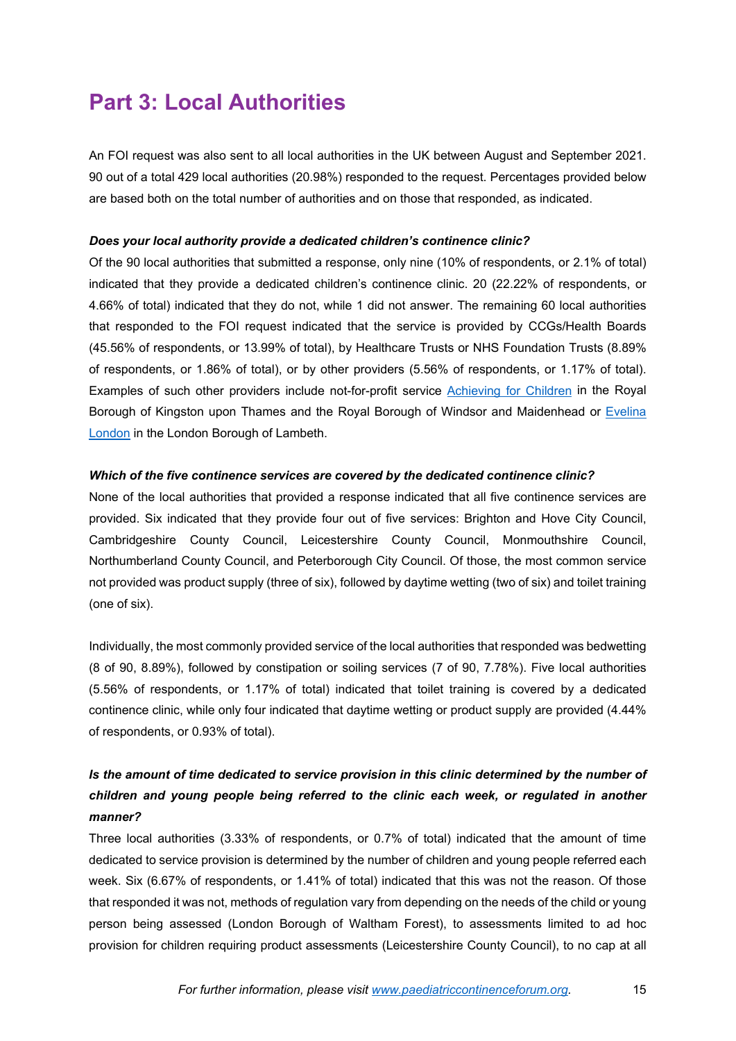# Part 3: Local Authorities

An FOI request was also sent to all local authorities in the UK between August and September 2021. 90 out of a total 429 local authorities (20.98%) responded to the request. Percentages provided below are based both on the total number of authorities and on those that responded, as indicated.

***Does your local authority provide a dedicated children's continence clinic?***

Of the 90 local authorities that submitted a response, only nine (10% of respondents, or 2.1% of total) indicated that they provide a dedicated children's continence clinic. 20 (22.22% of respondents, or 4.66% of total) indicated that they do not, while 1 did not answer. The remaining 60 local authorities that responded to the FOI request indicated that the service is provided by CCGs/Health Boards (45.56% of respondents, or 13.99% of total), by Healthcare Trusts or NHS Foundation Trusts (8.89% of respondents, or 1.86% of total), or by other providers (5.56% of respondents, or 1.17% of total). Examples of such other providers include not-for-profit service Achieving for Children in the Royal Borough of Kingston upon Thames and the Royal Borough of Windsor and Maidenhead or Evelina London in the London Borough of Lambeth.

***Which of the five continence services are covered by the dedicated continence clinic?***

None of the local authorities that provided a response indicated that all five continence services are provided. Six indicated that they provide four out of five services: Brighton and Hove City Council, Cambridgeshire County Council, Leicestershire County Council, Monmouthshire Council, Northumberland County Council, and Peterborough City Council. Of those, the most common service not provided was product supply (three of six), followed by daytime wetting (two of six) and toilet training (one of six).

Individually, the most commonly provided service of the local authorities that responded was bedwetting (8 of 90, 8.89%), followed by constipation or soiling services (7 of 90, 7.78%). Five local authorities (5.56% of respondents, or 1.17% of total) indicated that toilet training is covered by a dedicated continence clinic, while only four indicated that daytime wetting or product supply are provided (4.44% of respondents, or 0.93% of total).

***Is the amount of time dedicated to service provision in this clinic determined by the number of children and young people being referred to the clinic each week, or regulated in another manner?***

Three local authorities (3.33% of respondents, or 0.7% of total) indicated that the amount of time dedicated to service provision is determined by the number of children and young people referred each week. Six (6.67% of respondents, or 1.41% of total) indicated that this was not the reason. Of those that responded it was not, methods of regulation vary from depending on the needs of the child or young person being assessed (London Borough of Waltham Forest), to assessments limited to ad hoc provision for children requiring product assessments (Leicestershire County Council), to no cap at all

*For further information, please visit www.paediatriccontinenceforum.org.*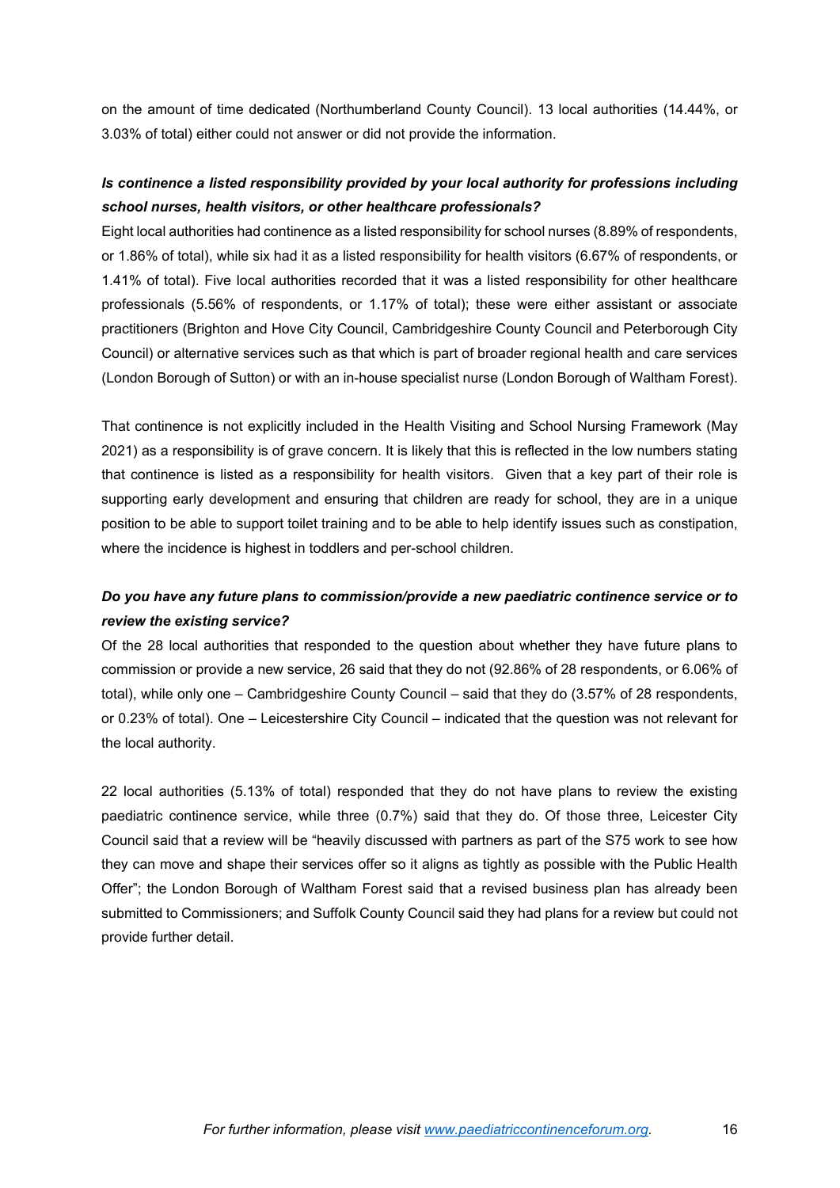on the amount of time dedicated (Northumberland County Council). 13 local authorities (14.44%, or 3.03% of total) either could not answer or did not provide the information.

***Is continence a listed responsibility provided by your local authority for professions including school nurses, health visitors, or other healthcare professionals?***

Eight local authorities had continence as a listed responsibility for school nurses (8.89% of respondents, or 1.86% of total), while six had it as a listed responsibility for health visitors (6.67% of respondents, or 1.41% of total). Five local authorities recorded that it was a listed responsibility for other healthcare professionals (5.56% of respondents, or 1.17% of total); these were either assistant or associate practitioners (Brighton and Hove City Council, Cambridgeshire County Council and Peterborough City Council) or alternative services such as that which is part of broader regional health and care services (London Borough of Sutton) or with an in-house specialist nurse (London Borough of Waltham Forest).

That continence is not explicitly included in the Health Visiting and School Nursing Framework (May 2021) as a responsibility is of grave concern. It is likely that this is reflected in the low numbers stating that continence is listed as a responsibility for health visitors. Given that a key part of their role is supporting early development and ensuring that children are ready for school, they are in a unique position to be able to support toilet training and to be able to help identify issues such as constipation, where the incidence is highest in toddlers and per-school children.

***Do you have any future plans to commission/provide a new paediatric continence service or to review the existing service?***

Of the 28 local authorities that responded to the question about whether they have future plans to commission or provide a new service, 26 said that they do not (92.86% of 28 respondents, or 6.06% of total), while only one – Cambridgeshire County Council – said that they do (3.57% of 28 respondents, or 0.23% of total). One – Leicestershire City Council – indicated that the question was not relevant for the local authority.

22 local authorities (5.13% of total) responded that they do not have plans to review the existing paediatric continence service, while three (0.7%) said that they do. Of those three, Leicester City Council said that a review will be "heavily discussed with partners as part of the S75 work to see how they can move and shape their services offer so it aligns as tightly as possible with the Public Health Offer"; the London Borough of Waltham Forest said that a revised business plan has already been submitted to Commissioners; and Suffolk County Council said they had plans for a review but could not provide further detail.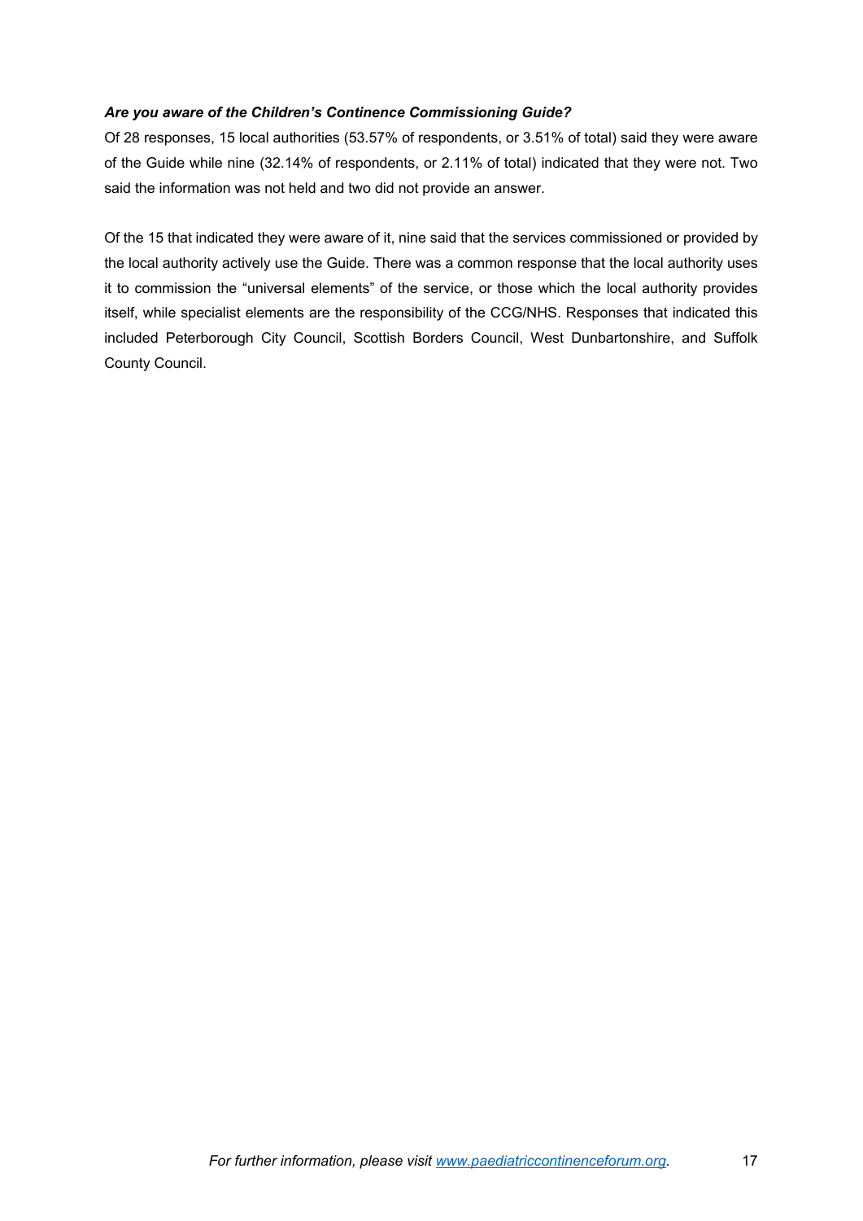***Are you aware of the Children's Continence Commissioning Guide?***

Of 28 responses, 15 local authorities (53.57% of respondents, or 3.51% of total) said they were aware of the Guide while nine (32.14% of respondents, or 2.11% of total) indicated that they were not. Two said the information was not held and two did not provide an answer.

Of the 15 that indicated they were aware of it, nine said that the services commissioned or provided by the local authority actively use the Guide. There was a common response that the local authority uses it to commission the "universal elements" of the service, or those which the local authority provides itself, while specialist elements are the responsibility of the CCG/NHS. Responses that indicated this included Peterborough City Council, Scottish Borders Council, West Dunbartonshire, and Suffolk County Council.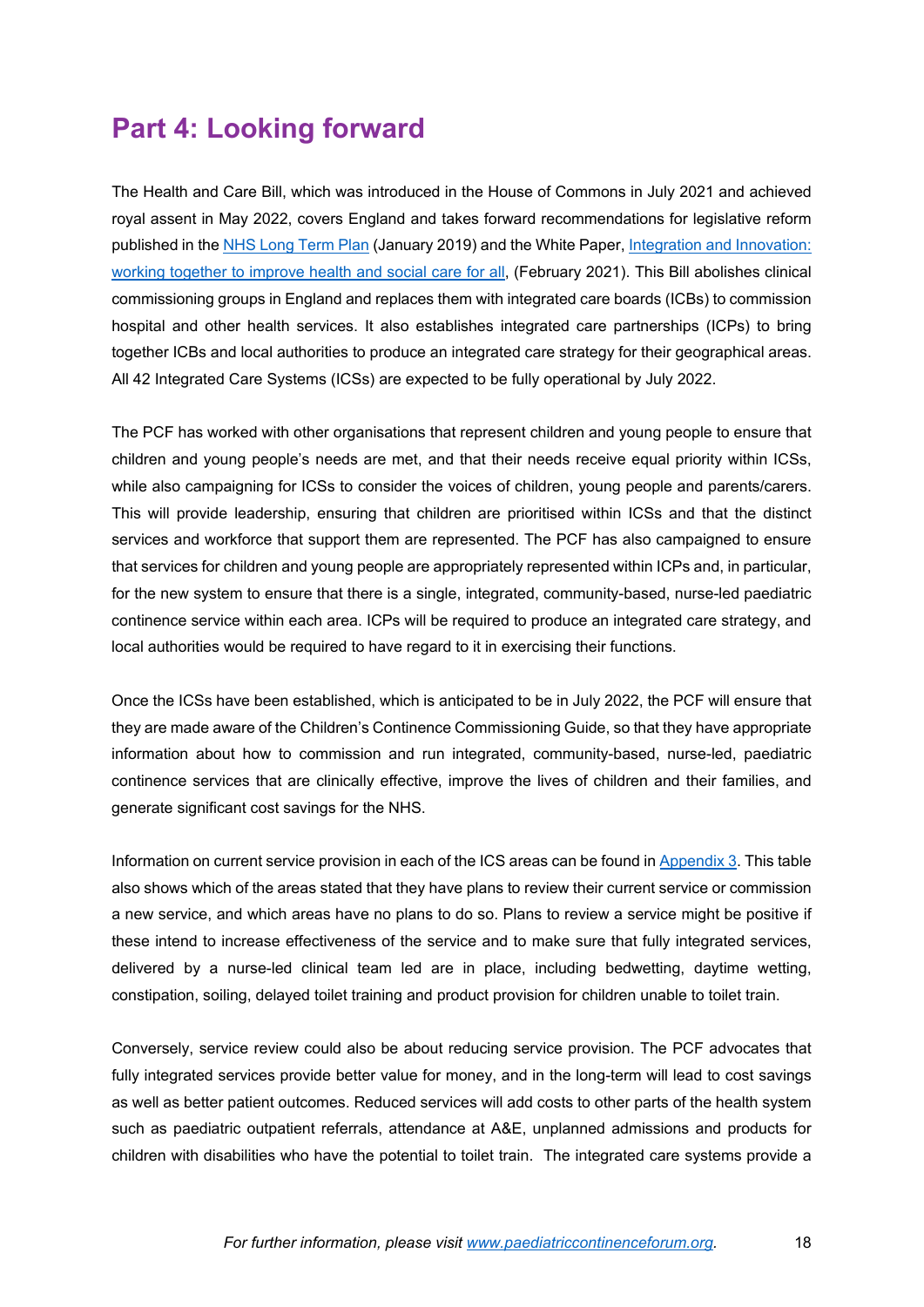# Part 4: Looking forward

The Health and Care Bill, which was introduced in the House of Commons in July 2021 and achieved royal assent in May 2022, covers England and takes forward recommendations for legislative reform published in the NHS Long Term Plan (January 2019) and the White Paper, Integration and Innovation: working together to improve health and social care for all, (February 2021). This Bill abolishes clinical commissioning groups in England and replaces them with integrated care boards (ICBs) to commission hospital and other health services. It also establishes integrated care partnerships (ICPs) to bring together ICBs and local authorities to produce an integrated care strategy for their geographical areas. All 42 Integrated Care Systems (ICSs) are expected to be fully operational by July 2022.

The PCF has worked with other organisations that represent children and young people to ensure that children and young people's needs are met, and that their needs receive equal priority within ICSs, while also campaigning for ICSs to consider the voices of children, young people and parents/carers. This will provide leadership, ensuring that children are prioritised within ICSs and that the distinct services and workforce that support them are represented. The PCF has also campaigned to ensure that services for children and young people are appropriately represented within ICPs and, in particular, for the new system to ensure that there is a single, integrated, community-based, nurse-led paediatric continence service within each area. ICPs will be required to produce an integrated care strategy, and local authorities would be required to have regard to it in exercising their functions.

Once the ICSs have been established, which is anticipated to be in July 2022, the PCF will ensure that they are made aware of the Children's Continence Commissioning Guide, so that they have appropriate information about how to commission and run integrated, community-based, nurse-led, paediatric continence services that are clinically effective, improve the lives of children and their families, and generate significant cost savings for the NHS.

Information on current service provision in each of the ICS areas can be found in Appendix 3. This table also shows which of the areas stated that they have plans to review their current service or commission a new service, and which areas have no plans to do so. Plans to review a service might be positive if these intend to increase effectiveness of the service and to make sure that fully integrated services, delivered by a nurse-led clinical team led are in place, including bedwetting, daytime wetting, constipation, soiling, delayed toilet training and product provision for children unable to toilet train.

Conversely, service review could also be about reducing service provision. The PCF advocates that fully integrated services provide better value for money, and in the long-term will lead to cost savings as well as better patient outcomes. Reduced services will add costs to other parts of the health system such as paediatric outpatient referrals, attendance at A&E, unplanned admissions and products for children with disabilities who have the potential to toilet train. The integrated care systems provide a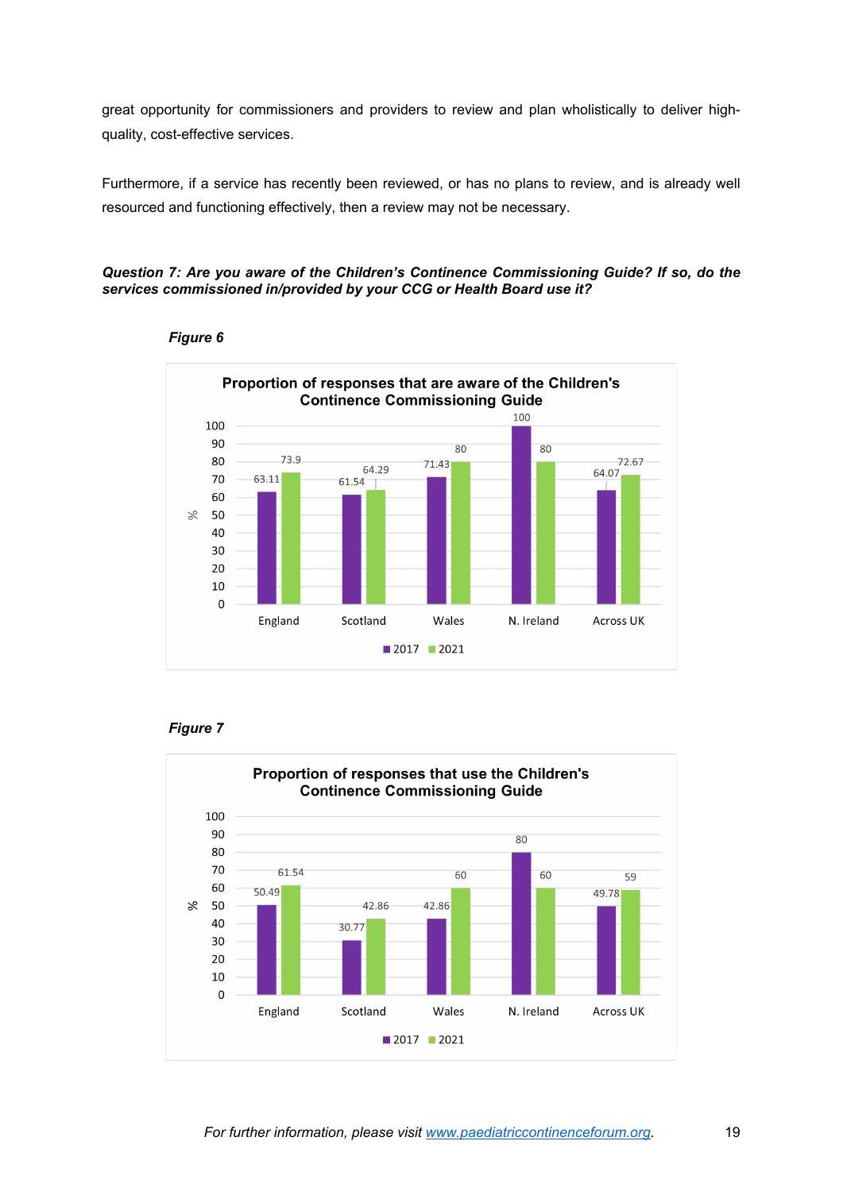great opportunity for commissioners and providers to review and plan wholistically to deliver high-quality, cost-effective services.

Furthermore, if a service has recently been reviewed, or has no plans to review, and is already well resourced and functioning effectively, then a review may not be necessary.

***Question 7: Are you aware of the Children's Continence Commissioning Guide? If so, do the services commissioned in/provided by your CCG or Health Board use it?***

***Figure 6***

**Proportion of responses that are aware of the Children's Continence Commissioning Guide**

| % | England | Scotland | Wales | N. Ireland | Across UK |
|---|---|---|---|---|---|
| 2017 | 63.11 | 61.54 | 71.43 | 100 | 64.07 |
| 2021 | 73.9 | 64.29 | 80 | 80 | 72.67 |

***Figure 7***

**Proportion of responses that use the Children's Continence Commissioning Guide**

| % | England | Scotland | Wales | N. Ireland | Across UK |
|---|---|---|---|---|---|
| 2017 | 50.49 | 30.77 | 42.86 | 80 | 49.78 |
| 2021 | 61.54 | 42.86 | 60 | 60 | 59 |

*For further information, please visit [www.paediatriccontinenceforum.org](http://www.paediatriccontinenceforum.org).*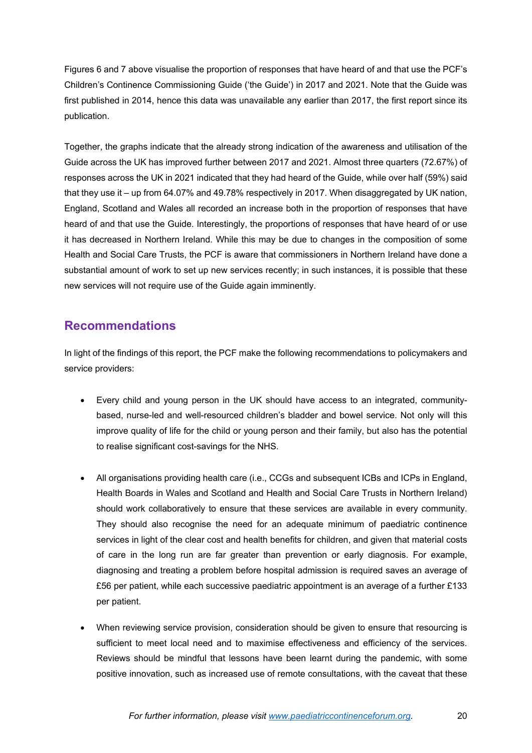Figures 6 and 7 above visualise the proportion of responses that have heard of and that use the PCF's Children's Continence Commissioning Guide ('the Guide') in 2017 and 2021. Note that the Guide was first published in 2014, hence this data was unavailable any earlier than 2017, the first report since its publication.

Together, the graphs indicate that the already strong indication of the awareness and utilisation of the Guide across the UK has improved further between 2017 and 2021. Almost three quarters (72.67%) of responses across the UK in 2021 indicated that they had heard of the Guide, while over half (59%) said that they use it – up from 64.07% and 49.78% respectively in 2017. When disaggregated by UK nation, England, Scotland and Wales all recorded an increase both in the proportion of responses that have heard of and that use the Guide. Interestingly, the proportions of responses that have heard of or use it has decreased in Northern Ireland. While this may be due to changes in the composition of some Health and Social Care Trusts, the PCF is aware that commissioners in Northern Ireland have done a substantial amount of work to set up new services recently; in such instances, it is possible that these new services will not require use of the Guide again imminently.

## Recommendations

In light of the findings of this report, the PCF make the following recommendations to policymakers and service providers:

- Every child and young person in the UK should have access to an integrated, community-based, nurse-led and well-resourced children's bladder and bowel service. Not only will this improve quality of life for the child or young person and their family, but also has the potential to realise significant cost-savings for the NHS.

- All organisations providing health care (i.e., CCGs and subsequent ICBs and ICPs in England, Health Boards in Wales and Scotland and Health and Social Care Trusts in Northern Ireland) should work collaboratively to ensure that these services are available in every community. They should also recognise the need for an adequate minimum of paediatric continence services in light of the clear cost and health benefits for children, and given that material costs of care in the long run are far greater than prevention or early diagnosis. For example, diagnosing and treating a problem before hospital admission is required saves an average of £56 per patient, while each successive paediatric appointment is an average of a further £133 per patient.

- When reviewing service provision, consideration should be given to ensure that resourcing is sufficient to meet local need and to maximise effectiveness and efficiency of the services. Reviews should be mindful that lessons have been learnt during the pandemic, with some positive innovation, such as increased use of remote consultations, with the caveat that these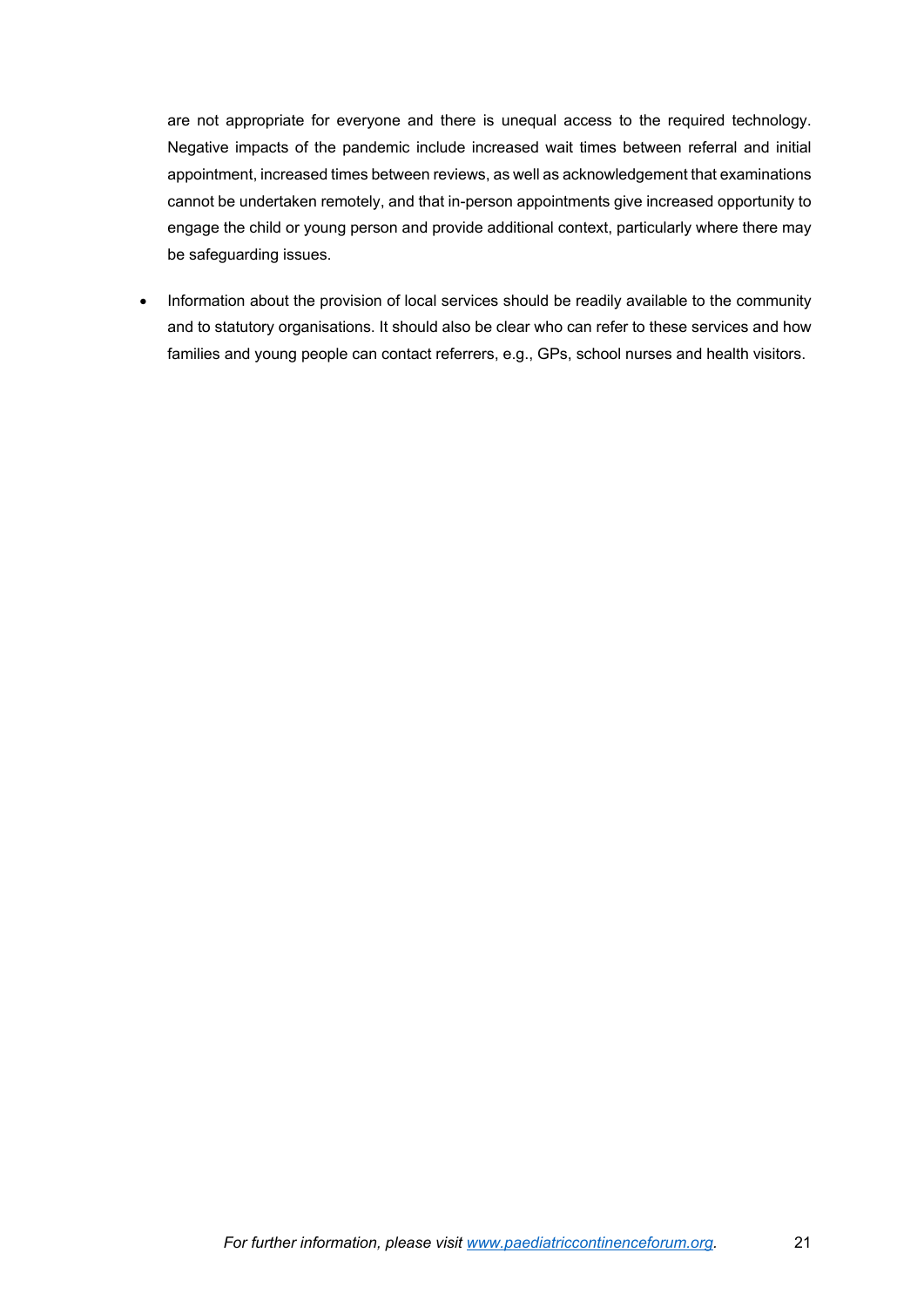are not appropriate for everyone and there is unequal access to the required technology. Negative impacts of the pandemic include increased wait times between referral and initial appointment, increased times between reviews, as well as acknowledgement that examinations cannot be undertaken remotely, and that in-person appointments give increased opportunity to engage the child or young person and provide additional context, particularly where there may be safeguarding issues.

- Information about the provision of local services should be readily available to the community and to statutory organisations. It should also be clear who can refer to these services and how families and young people can contact referrers, e.g., GPs, school nurses and health visitors.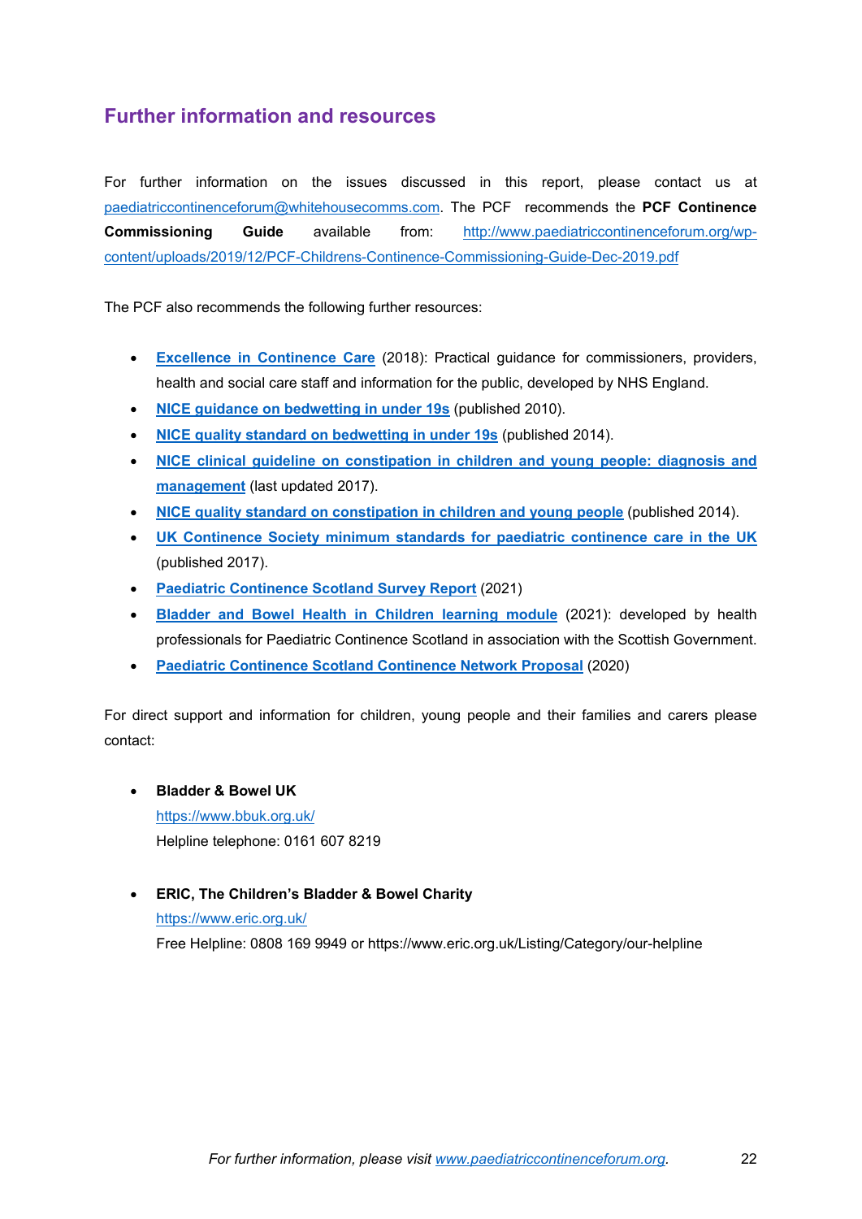## Further information and resources

For further information on the issues discussed in this report, please contact us at paediatriccontinenceforum@whitehousecomms.com. The PCF recommends the **PCF Continence Commissioning Guide** available from: http://www.paediatriccontinenceforum.org/wp-content/uploads/2019/12/PCF-Childrens-Continence-Commissioning-Guide-Dec-2019.pdf

The PCF also recommends the following further resources:

- **Excellence in Continence Care** (2018): Practical guidance for commissioners, providers, health and social care staff and information for the public, developed by NHS England.
- **NICE guidance on bedwetting in under 19s** (published 2010).
- **NICE quality standard on bedwetting in under 19s** (published 2014).
- **NICE clinical guideline on constipation in children and young people: diagnosis and management** (last updated 2017).
- **NICE quality standard on constipation in children and young people** (published 2014).
- **UK Continence Society minimum standards for paediatric continence care in the UK** (published 2017).
- **Paediatric Continence Scotland Survey Report** (2021)
- **Bladder and Bowel Health in Children learning module** (2021): developed by health professionals for Paediatric Continence Scotland in association with the Scottish Government.
- **Paediatric Continence Scotland Continence Network Proposal** (2020)

For direct support and information for children, young people and their families and carers please contact:

- **Bladder & Bowel UK**
  https://www.bbuk.org.uk/
  Helpline telephone: 0161 607 8219

- **ERIC, The Children's Bladder & Bowel Charity**
  https://www.eric.org.uk/
  Free Helpline: 0808 169 9949 or https://www.eric.org.uk/Listing/Category/our-helpline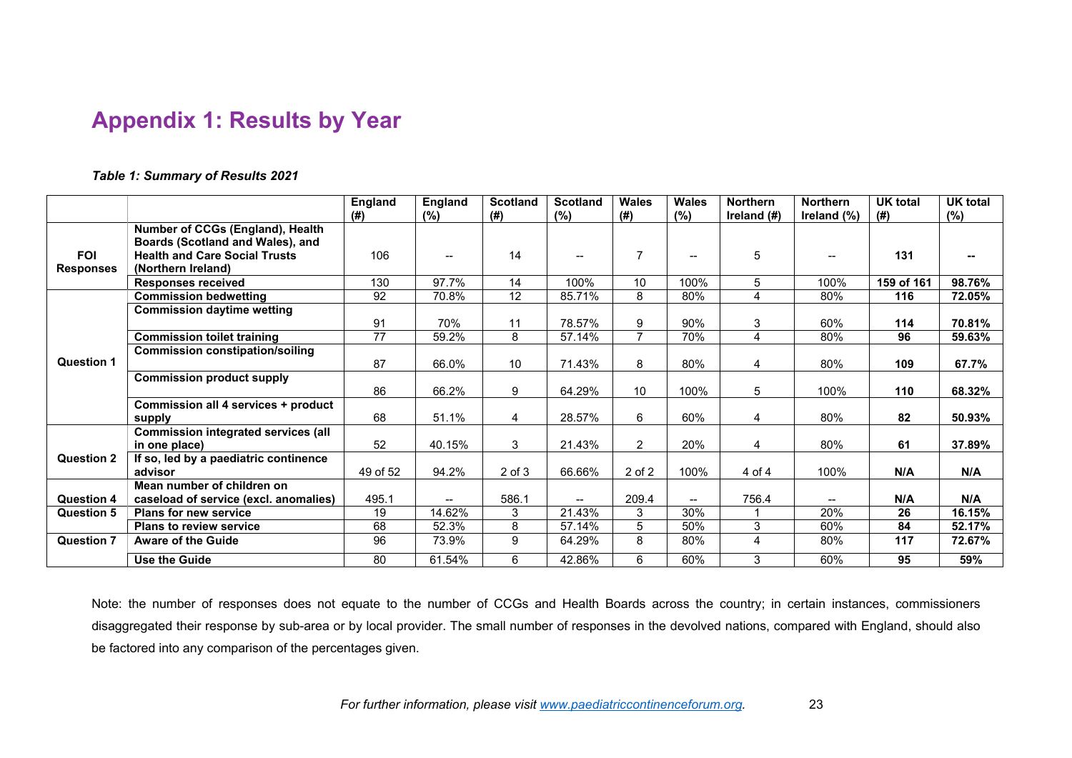## Appendix 1: Results by Year

***Table 1: Summary of Results 2021***

| | | England (#) | England (%) | Scotland (#) | Scotland (%) | Wales (#) | Wales (%) | Northern Ireland (#) | Northern Ireland (%) | UK total (#) | UK total (%) |
|---|---|---|---|---|---|---|---|---|---|---|---|
| **FOI Responses** | **Number of CCGs (England), Health Boards (Scotland and Wales), and Health and Care Social Trusts (Northern Ireland)** | 106 | -- | 14 | -- | 7 | -- | 5 | -- | **131** | **--** |
| | **Responses received** | 130 | 97.7% | 14 | 100% | 10 | 100% | 5 | 100% | **159 of 161** | **98.76%** |
| **Question 1** | **Commission bedwetting** | 92 | 70.8% | 12 | 85.71% | 8 | 80% | 4 | 80% | **116** | **72.05%** |
| | **Commission daytime wetting** | 91 | 70% | 11 | 78.57% | 9 | 90% | 3 | 60% | **114** | **70.81%** |
| | **Commission toilet training** | 77 | 59.2% | 8 | 57.14% | 7 | 70% | 4 | 80% | **96** | **59.63%** |
| | **Commission constipation/soiling** | 87 | 66.0% | 10 | 71.43% | 8 | 80% | 4 | 80% | **109** | **67.7%** |
| | **Commission product supply** | 86 | 66.2% | 9 | 64.29% | 10 | 100% | 5 | 100% | **110** | **68.32%** |
| | **Commission all 4 services + product supply** | 68 | 51.1% | 4 | 28.57% | 6 | 60% | 4 | 80% | **82** | **50.93%** |
| **Question 2** | **Commission integrated services (all in one place)** | 52 | 40.15% | 3 | 21.43% | 2 | 20% | 4 | 80% | **61** | **37.89%** |
| | **If so, led by a paediatric continence advisor** | 49 of 52 | 94.2% | 2 of 3 | 66.66% | 2 of 2 | 100% | 4 of 4 | 100% | **N/A** | **N/A** |
| **Question 4** | **Mean number of children on caseload of service (excl. anomalies)** | 495.1 | -- | 586.1 | -- | 209.4 | -- | 756.4 | -- | **N/A** | **N/A** |
| **Question 5** | **Plans for new service** | 19 | 14.62% | 3 | 21.43% | 3 | 30% | 1 | 20% | **26** | **16.15%** |
| | **Plans to review service** | 68 | 52.3% | 8 | 57.14% | 5 | 50% | 3 | 60% | **84** | **52.17%** |
| **Question 7** | **Aware of the Guide** | 96 | 73.9% | 9 | 64.29% | 8 | 80% | 4 | 80% | **117** | **72.67%** |
| | **Use the Guide** | 80 | 61.54% | 6 | 42.86% | 6 | 60% | 3 | 60% | **95** | **59%** |

Note: the number of responses does not equate to the number of CCGs and Health Boards across the country; in certain instances, commissioners disaggregated their response by sub-area or by local provider. The small number of responses in the devolved nations, compared with England, should also be factored into any comparison of the percentages given.

*For further information, please visit www.paediatriccontinenceforum.org.*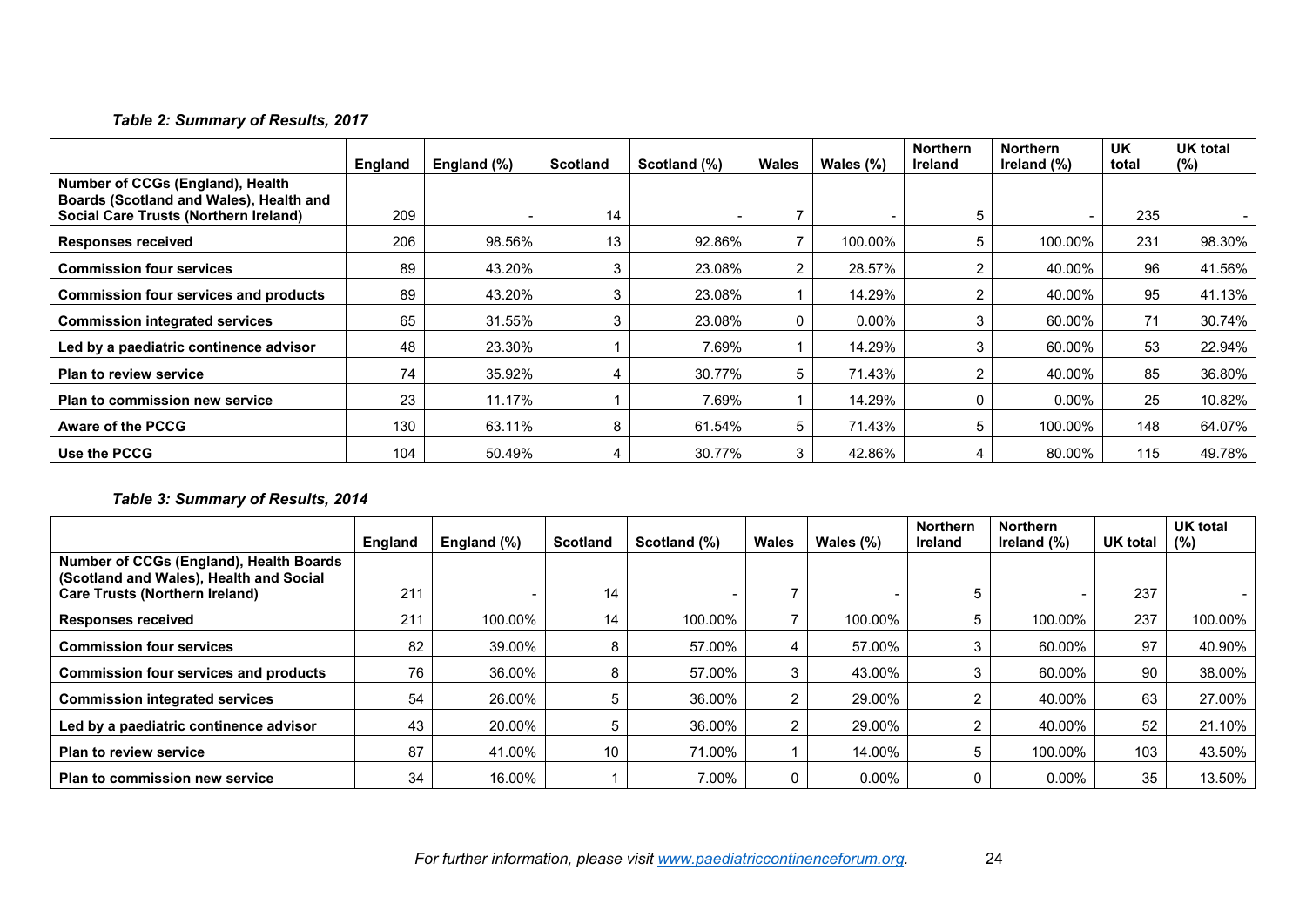***Table 2: Summary of Results, 2017***

| | England | England (%) | Scotland | Scotland (%) | Wales | Wales (%) | Northern Ireland | Northern Ireland (%) | UK total | UK total (%) |
|---|---|---|---|---|---|---|---|---|---|---|
| **Number of CCGs (England), Health Boards (Scotland and Wales), Health and Social Care Trusts (Northern Ireland)** | 209 | - | 14 | - | 7 | - | 5 | - | 235 | - |
| **Responses received** | 206 | 98.56% | 13 | 92.86% | 7 | 100.00% | 5 | 100.00% | 231 | 98.30% |
| **Commission four services** | 89 | 43.20% | 3 | 23.08% | 2 | 28.57% | 2 | 40.00% | 96 | 41.56% |
| **Commission four services and products** | 89 | 43.20% | 3 | 23.08% | 1 | 14.29% | 2 | 40.00% | 95 | 41.13% |
| **Commission integrated services** | 65 | 31.55% | 3 | 23.08% | 0 | 0.00% | 3 | 60.00% | 71 | 30.74% |
| **Led by a paediatric continence advisor** | 48 | 23.30% | 1 | 7.69% | 1 | 14.29% | 3 | 60.00% | 53 | 22.94% |
| **Plan to review service** | 74 | 35.92% | 4 | 30.77% | 5 | 71.43% | 2 | 40.00% | 85 | 36.80% |
| **Plan to commission new service** | 23 | 11.17% | 1 | 7.69% | 1 | 14.29% | 0 | 0.00% | 25 | 10.82% |
| **Aware of the PCCG** | 130 | 63.11% | 8 | 61.54% | 5 | 71.43% | 5 | 100.00% | 148 | 64.07% |
| **Use the PCCG** | 104 | 50.49% | 4 | 30.77% | 3 | 42.86% | 4 | 80.00% | 115 | 49.78% |

***Table 3: Summary of Results, 2014***

| | England | England (%) | Scotland | Scotland (%) | Wales | Wales (%) | Northern Ireland | Northern Ireland (%) | UK total | UK total (%) |
|---|---|---|---|---|---|---|---|---|---|---|
| **Number of CCGs (England), Health Boards (Scotland and Wales), Health and Social Care Trusts (Northern Ireland)** | 211 | - | 14 | - | 7 | - | 5 | - | 237 | - |
| **Responses received** | 211 | 100.00% | 14 | 100.00% | 7 | 100.00% | 5 | 100.00% | 237 | 100.00% |
| **Commission four services** | 82 | 39.00% | 8 | 57.00% | 4 | 57.00% | 3 | 60.00% | 97 | 40.90% |
| **Commission four services and products** | 76 | 36.00% | 8 | 57.00% | 3 | 43.00% | 3 | 60.00% | 90 | 38.00% |
| **Commission integrated services** | 54 | 26.00% | 5 | 36.00% | 2 | 29.00% | 2 | 40.00% | 63 | 27.00% |
| **Led by a paediatric continence advisor** | 43 | 20.00% | 5 | 36.00% | 2 | 29.00% | 2 | 40.00% | 52 | 21.10% |
| **Plan to review service** | 87 | 41.00% | 10 | 71.00% | 1 | 14.00% | 5 | 100.00% | 103 | 43.50% |
| **Plan to commission new service** | 34 | 16.00% | 1 | 7.00% | 0 | 0.00% | 0 | 0.00% | 35 | 13.50% |

*For further information, please visit www.paediatriccontinenceforum.org.*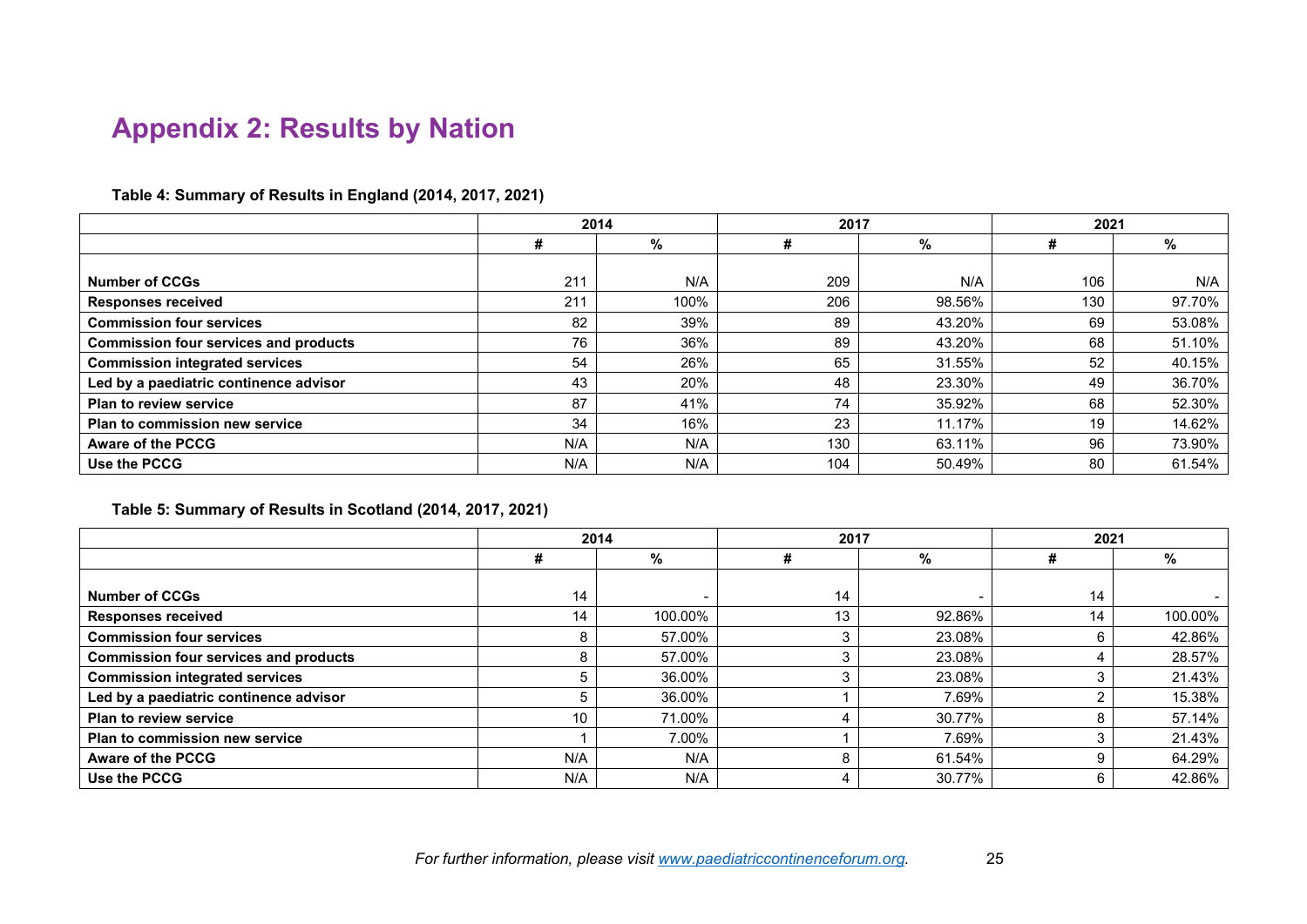# Appendix 2: Results by Nation

**Table 4: Summary of Results in England (2014, 2017, 2021)**

| | 2014 | | 2017 | | 2021 | |
|---|---|---|---|---|---|---|
| | # | % | # | % | # | % |
| **Number of CCGs** | 211 | N/A | 209 | N/A | 106 | N/A |
| **Responses received** | 211 | 100% | 206 | 98.56% | 130 | 97.70% |
| **Commission four services** | 82 | 39% | 89 | 43.20% | 69 | 53.08% |
| **Commission four services and products** | 76 | 36% | 89 | 43.20% | 68 | 51.10% |
| **Commission integrated services** | 54 | 26% | 65 | 31.55% | 52 | 40.15% |
| **Led by a paediatric continence advisor** | 43 | 20% | 48 | 23.30% | 49 | 36.70% |
| **Plan to review service** | 87 | 41% | 74 | 35.92% | 68 | 52.30% |
| **Plan to commission new service** | 34 | 16% | 23 | 11.17% | 19 | 14.62% |
| **Aware of the PCCG** | N/A | N/A | 130 | 63.11% | 96 | 73.90% |
| **Use the PCCG** | N/A | N/A | 104 | 50.49% | 80 | 61.54% |

**Table 5: Summary of Results in Scotland (2014, 2017, 2021)**

| | 2014 | | 2017 | | 2021 | |
|---|---|---|---|---|---|---|
| | # | % | # | % | # | % |
| **Number of CCGs** | 14 | - | 14 | - | 14 | - |
| **Responses received** | 14 | 100.00% | 13 | 92.86% | 14 | 100.00% |
| **Commission four services** | 8 | 57.00% | 3 | 23.08% | 6 | 42.86% |
| **Commission four services and products** | 8 | 57.00% | 3 | 23.08% | 4 | 28.57% |
| **Commission integrated services** | 5 | 36.00% | 3 | 23.08% | 3 | 21.43% |
| **Led by a paediatric continence advisor** | 5 | 36.00% | 1 | 7.69% | 2 | 15.38% |
| **Plan to review service** | 10 | 71.00% | 4 | 30.77% | 8 | 57.14% |
| **Plan to commission new service** | 1 | 7.00% | 1 | 7.69% | 3 | 21.43% |
| **Aware of the PCCG** | N/A | N/A | 8 | 61.54% | 9 | 64.29% |
| **Use the PCCG** | N/A | N/A | 4 | 30.77% | 6 | 42.86% |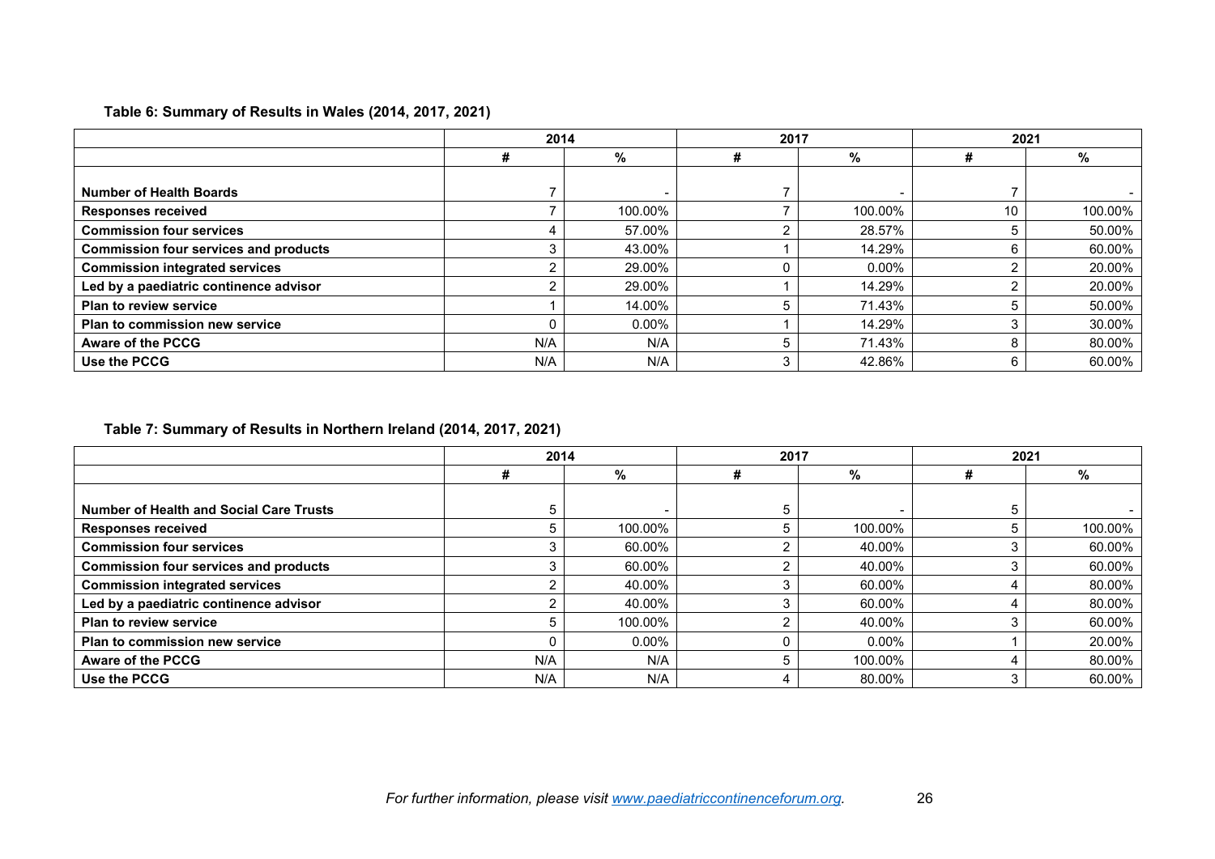**Table 6: Summary of Results in Wales (2014, 2017, 2021)**

| | 2014 | | 2017 | | 2021 | |
|---|---|---|---|---|---|---|
| | # | % | # | % | # | % |
| **Number of Health Boards** | 7 | - | 7 | - | 7 | - |
| **Responses received** | 7 | 100.00% | 7 | 100.00% | 10 | 100.00% |
| **Commission four services** | 4 | 57.00% | 2 | 28.57% | 5 | 50.00% |
| **Commission four services and products** | 3 | 43.00% | 1 | 14.29% | 6 | 60.00% |
| **Commission integrated services** | 2 | 29.00% | 0 | 0.00% | 2 | 20.00% |
| **Led by a paediatric continence advisor** | 2 | 29.00% | 1 | 14.29% | 2 | 20.00% |
| **Plan to review service** | 1 | 14.00% | 5 | 71.43% | 5 | 50.00% |
| **Plan to commission new service** | 0 | 0.00% | 1 | 14.29% | 3 | 30.00% |
| **Aware of the PCCG** | N/A | N/A | 5 | 71.43% | 8 | 80.00% |
| **Use the PCCG** | N/A | N/A | 3 | 42.86% | 6 | 60.00% |

**Table 7: Summary of Results in Northern Ireland (2014, 2017, 2021)**

| | 2014 | | 2017 | | 2021 | |
|---|---|---|---|---|---|---|
| | # | % | # | % | # | % |
| **Number of Health and Social Care Trusts** | 5 | - | 5 | - | 5 | - |
| **Responses received** | 5 | 100.00% | 5 | 100.00% | 5 | 100.00% |
| **Commission four services** | 3 | 60.00% | 2 | 40.00% | 3 | 60.00% |
| **Commission four services and products** | 3 | 60.00% | 2 | 40.00% | 3 | 60.00% |
| **Commission integrated services** | 2 | 40.00% | 3 | 60.00% | 4 | 80.00% |
| **Led by a paediatric continence advisor** | 2 | 40.00% | 3 | 60.00% | 4 | 80.00% |
| **Plan to review service** | 5 | 100.00% | 2 | 40.00% | 3 | 60.00% |
| **Plan to commission new service** | 0 | 0.00% | 0 | 0.00% | 1 | 20.00% |
| **Aware of the PCCG** | N/A | N/A | 5 | 100.00% | 4 | 80.00% |
| **Use the PCCG** | N/A | N/A | 4 | 80.00% | 3 | 60.00% |

*For further information, please visit [www.paediatriccontinenceforum.org](http://www.paediatriccontinenceforum.org).*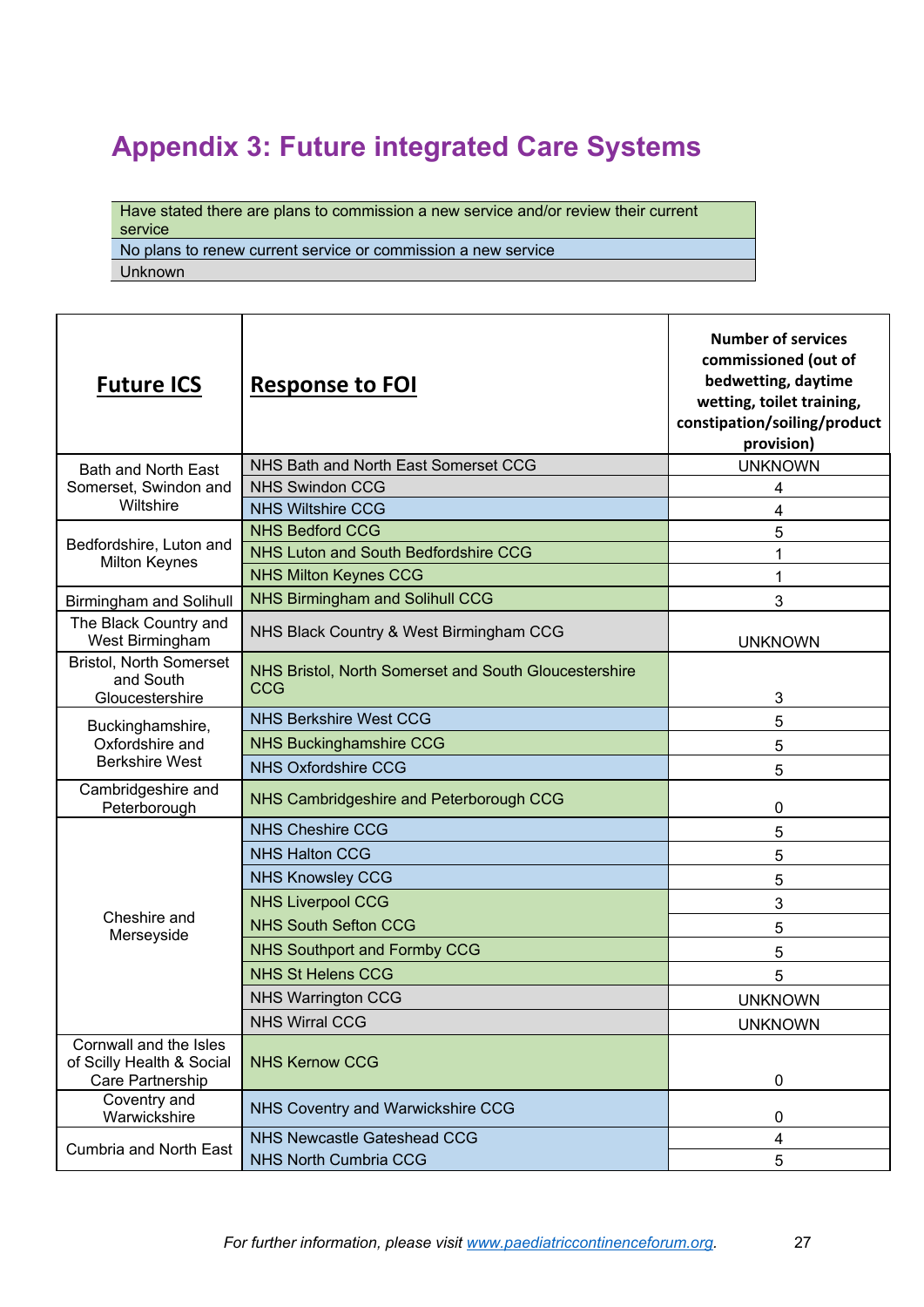# Appendix 3: Future integrated Care Systems

| Legend |
|---|
| Have stated there are plans to commission a new service and/or review their current service |
| No plans to renew current service or commission a new service |
| Unknown |

| Future ICS | Response to FOI | Number of services commissioned (out of bedwetting, daytime wetting, toilet training, constipation/soiling/product provision) |
|---|---|---|
| Bath and North East Somerset, Swindon and Wiltshire | NHS Bath and North East Somerset CCG | UNKNOWN |
| | NHS Swindon CCG | 4 |
| | NHS Wiltshire CCG | 4 |
| Bedfordshire, Luton and Milton Keynes | NHS Bedford CCG | 5 |
| | NHS Luton and South Bedfordshire CCG | 1 |
| | NHS Milton Keynes CCG | 1 |
| Birmingham and Solihull | NHS Birmingham and Solihull CCG | 3 |
| The Black Country and West Birmingham | NHS Black Country & West Birmingham CCG | UNKNOWN |
| Bristol, North Somerset and South Gloucestershire | NHS Bristol, North Somerset and South Gloucestershire CCG | 3 |
| Buckinghamshire, Oxfordshire and Berkshire West | NHS Berkshire West CCG | 5 |
| | NHS Buckinghamshire CCG | 5 |
| | NHS Oxfordshire CCG | 5 |
| Cambridgeshire and Peterborough | NHS Cambridgeshire and Peterborough CCG | 0 |
| Cheshire and Merseyside | NHS Cheshire CCG | 5 |
| | NHS Halton CCG | 5 |
| | NHS Knowsley CCG | 5 |
| | NHS Liverpool CCG | 3 |
| | NHS South Sefton CCG | 5 |
| | NHS Southport and Formby CCG | 5 |
| | NHS St Helens CCG | 5 |
| | NHS Warrington CCG | UNKNOWN |
| | NHS Wirral CCG | UNKNOWN |
| Cornwall and the Isles of Scilly Health & Social Care Partnership | NHS Kernow CCG | 0 |
| Coventry and Warwickshire | NHS Coventry and Warwickshire CCG | 0 |
| Cumbria and North East | NHS Newcastle Gateshead CCG | 4 |
| | NHS North Cumbria CCG | 5 |

*For further information, please visit [www.paediatriccontinenceforum.org](www.paediatriccontinenceforum.org).*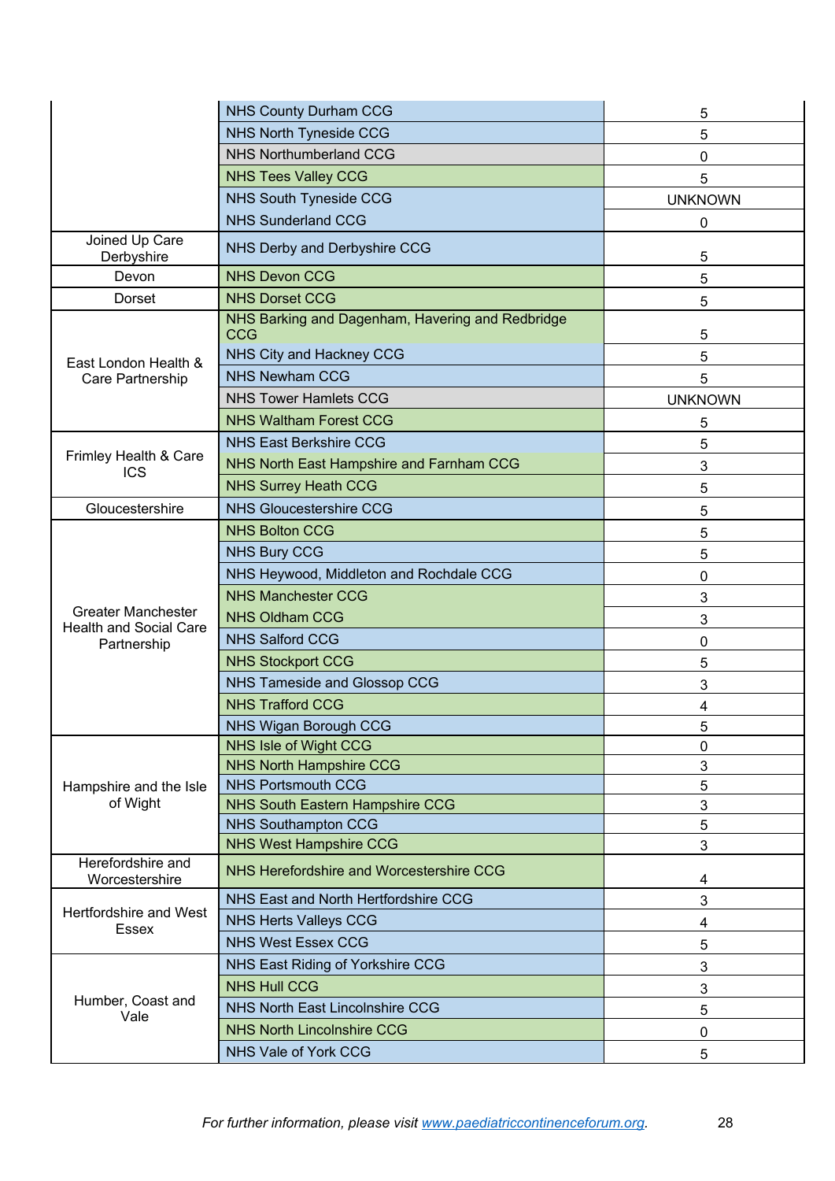| | | |
|---|---|---|
| | NHS County Durham CCG | 5 |
| | NHS North Tyneside CCG | 5 |
| | NHS Northumberland CCG | 0 |
| | NHS Tees Valley CCG | 5 |
| | NHS South Tyneside CCG | UNKNOWN |
| | NHS Sunderland CCG | 0 |
| Joined Up Care Derbyshire | NHS Derby and Derbyshire CCG | 5 |
| Devon | NHS Devon CCG | 5 |
| Dorset | NHS Dorset CCG | 5 |
| East London Health & Care Partnership | NHS Barking and Dagenham, Havering and Redbridge CCG | 5 |
| | NHS City and Hackney CCG | 5 |
| | NHS Newham CCG | 5 |
| | NHS Tower Hamlets CCG | UNKNOWN |
| | NHS Waltham Forest CCG | 5 |
| Frimley Health & Care ICS | NHS East Berkshire CCG | 5 |
| | NHS North East Hampshire and Farnham CCG | 3 |
| | NHS Surrey Heath CCG | 5 |
| Gloucestershire | NHS Gloucestershire CCG | 5 |
| Greater Manchester Health and Social Care Partnership | NHS Bolton CCG | 5 |
| | NHS Bury CCG | 5 |
| | NHS Heywood, Middleton and Rochdale CCG | 0 |
| | NHS Manchester CCG | 3 |
| | NHS Oldham CCG | 3 |
| | NHS Salford CCG | 0 |
| | NHS Stockport CCG | 5 |
| | NHS Tameside and Glossop CCG | 3 |
| | NHS Trafford CCG | 4 |
| | NHS Wigan Borough CCG | 5 |
| Hampshire and the Isle of Wight | NHS Isle of Wight CCG | 0 |
| | NHS North Hampshire CCG | 3 |
| | NHS Portsmouth CCG | 5 |
| | NHS South Eastern Hampshire CCG | 3 |
| | NHS Southampton CCG | 5 |
| | NHS West Hampshire CCG | 3 |
| Herefordshire and Worcestershire | NHS Herefordshire and Worcestershire CCG | 4 |
| Hertfordshire and West Essex | NHS East and North Hertfordshire CCG | 3 |
| | NHS Herts Valleys CCG | 4 |
| | NHS West Essex CCG | 5 |
| Humber, Coast and Vale | NHS East Riding of Yorkshire CCG | 3 |
| | NHS Hull CCG | 3 |
| | NHS North East Lincolnshire CCG | 5 |
| | NHS North Lincolnshire CCG | 0 |
| | NHS Vale of York CCG | 5 |

*For further information, please visit [www.paediatriccontinenceforum.org](www.paediatriccontinenceforum.org).*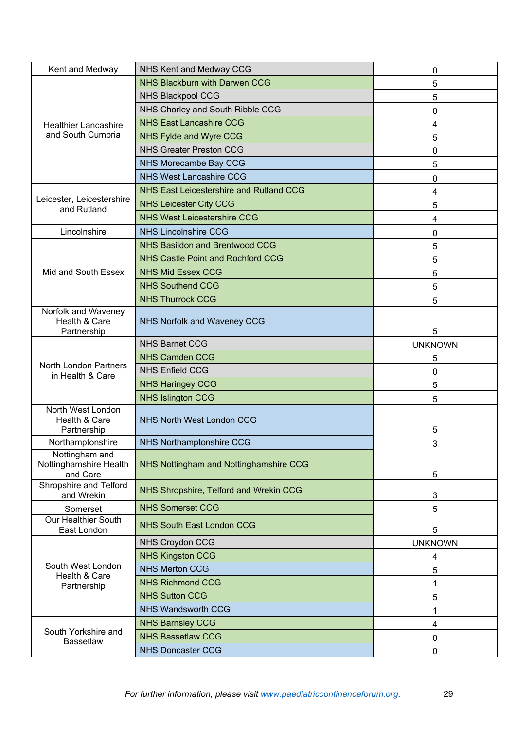| | | |
|---|---|---|
| Kent and Medway | NHS Kent and Medway CCG | 0 |
| Healthier Lancashire and South Cumbria | NHS Blackburn with Darwen CCG | 5 |
| | NHS Blackpool CCG | 5 |
| | NHS Chorley and South Ribble CCG | 0 |
| | NHS East Lancashire CCG | 4 |
| | NHS Fylde and Wyre CCG | 5 |
| | NHS Greater Preston CCG | 0 |
| | NHS Morecambe Bay CCG | 5 |
| | NHS West Lancashire CCG | 0 |
| Leicester, Leicestershire and Rutland | NHS East Leicestershire and Rutland CCG | 4 |
| | NHS Leicester City CCG | 5 |
| | NHS West Leicestershire CCG | 4 |
| Lincolnshire | NHS Lincolnshire CCG | 0 |
| Mid and South Essex | NHS Basildon and Brentwood CCG | 5 |
| | NHS Castle Point and Rochford CCG | 5 |
| | NHS Mid Essex CCG | 5 |
| | NHS Southend CCG | 5 |
| | NHS Thurrock CCG | 5 |
| Norfolk and Waveney Health & Care Partnership | NHS Norfolk and Waveney CCG | 5 |
| North London Partners in Health & Care | NHS Barnet CCG | UNKNOWN |
| | NHS Camden CCG | 5 |
| | NHS Enfield CCG | 0 |
| | NHS Haringey CCG | 5 |
| | NHS Islington CCG | 5 |
| North West London Health & Care Partnership | NHS North West London CCG | 5 |
| Northamptonshire | NHS Northamptonshire CCG | 3 |
| Nottingham and Nottinghamshire Health and Care | NHS Nottingham and Nottinghamshire CCG | 5 |
| Shropshire and Telford and Wrekin | NHS Shropshire, Telford and Wrekin CCG | 3 |
| Somerset | NHS Somerset CCG | 5 |
| Our Healthier South East London | NHS South East London CCG | 5 |
| South West London Health & Care Partnership | NHS Croydon CCG | UNKNOWN |
| | NHS Kingston CCG | 4 |
| | NHS Merton CCG | 5 |
| | NHS Richmond CCG | 1 |
| | NHS Sutton CCG | 5 |
| | NHS Wandsworth CCG | 1 |
| South Yorkshire and Bassetlaw | NHS Barnsley CCG | 4 |
| | NHS Bassetlaw CCG | 0 |
| | NHS Doncaster CCG | 0 |

*For further information, please visit [www.paediatriccontinenceforum.org](http://www.paediatriccontinenceforum.org).*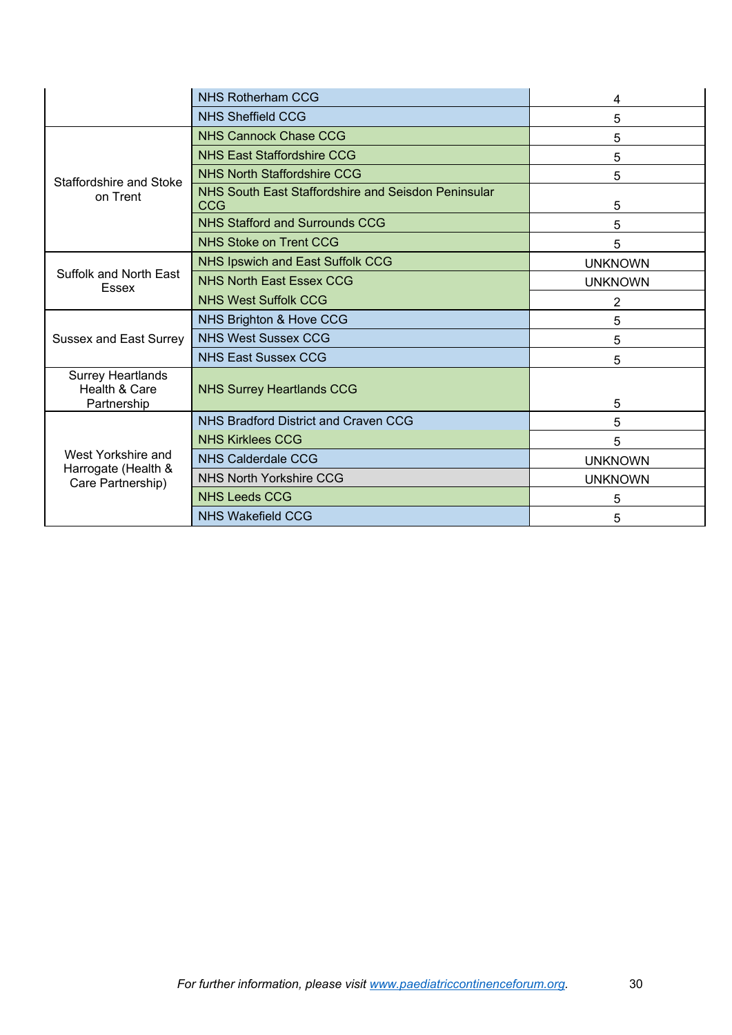| | | |
|---|---|---|
| | NHS Rotherham CCG | 4 |
| | NHS Sheffield CCG | 5 |
| Staffordshire and Stoke on Trent | NHS Cannock Chase CCG | 5 |
| | NHS East Staffordshire CCG | 5 |
| | NHS North Staffordshire CCG | 5 |
| | NHS South East Staffordshire and Seisdon Peninsular CCG | 5 |
| | NHS Stafford and Surrounds CCG | 5 |
| | NHS Stoke on Trent CCG | 5 |
| Suffolk and North East Essex | NHS Ipswich and East Suffolk CCG | UNKNOWN |
| | NHS North East Essex CCG | UNKNOWN |
| | NHS West Suffolk CCG | 2 |
| Sussex and East Surrey | NHS Brighton & Hove CCG | 5 |
| | NHS West Sussex CCG | 5 |
| | NHS East Sussex CCG | 5 |
| Surrey Heartlands Health & Care Partnership | NHS Surrey Heartlands CCG | 5 |
| West Yorkshire and Harrogate (Health & Care Partnership) | NHS Bradford District and Craven CCG | 5 |
| | NHS Kirklees CCG | 5 |
| | NHS Calderdale CCG | UNKNOWN |
| | NHS North Yorkshire CCG | UNKNOWN |
| | NHS Leeds CCG | 5 |
| | NHS Wakefield CCG | 5 |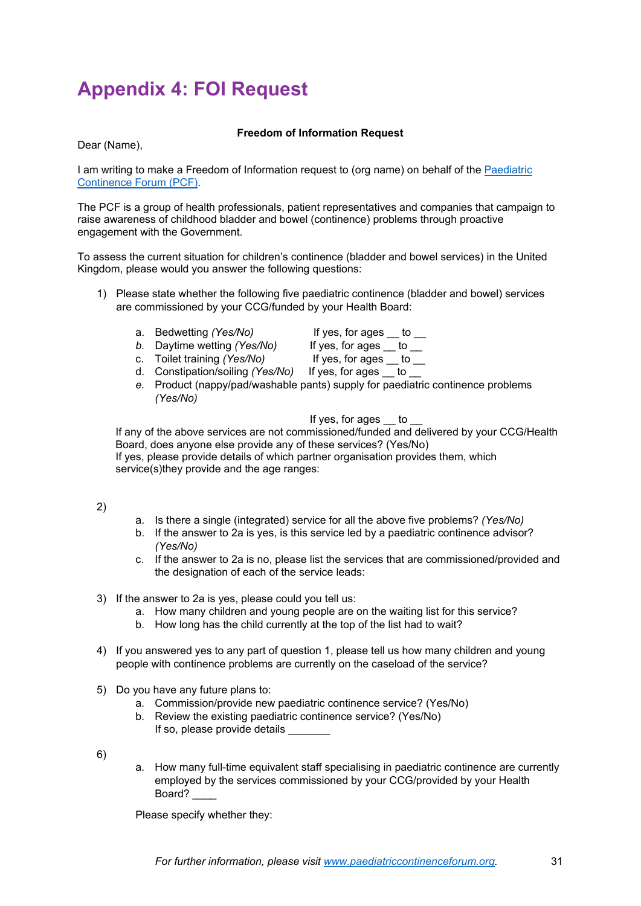# Appendix 4: FOI Request

**Freedom of Information Request**

Dear (Name),

I am writing to make a Freedom of Information request to (org name) on behalf of the [Paediatric Continence Forum (PCF)](www.paediatriccontinenceforum.org).

The PCF is a group of health professionals, patient representatives and companies that campaign to raise awareness of childhood bladder and bowel (continence) problems through proactive engagement with the Government.

To assess the current situation for children's continence (bladder and bowel services) in the United Kingdom, please would you answer the following questions:

1) Please state whether the following five paediatric continence (bladder and bowel) services are commissioned by your CCG/funded by your Health Board:

   a. Bedwetting *(Yes/No)* If yes, for ages __ to __
   b. Daytime wetting *(Yes/No)* If yes, for ages __ to __
   c. Toilet training *(Yes/No)* If yes, for ages __ to __
   d. Constipation/soiling *(Yes/No)* If yes, for ages __ to __
   e. Product (nappy/pad/washable pants) supply for paediatric continence problems *(Yes/No)*

   If yes, for ages __ to __

   If any of the above services are not commissioned/funded and delivered by your CCG/Health Board, does anyone else provide any of these services? (Yes/No)
   If yes, please provide details of which partner organisation provides them, which service(s)they provide and the age ranges:

2)
   a. Is there a single (integrated) service for all the above five problems? *(Yes/No)*
   b. If the answer to 2a is yes, is this service led by a paediatric continence advisor? *(Yes/No)*
   c. If the answer to 2a is no, please list the services that are commissioned/provided and the designation of each of the service leads:

3) If the answer to 2a is yes, please could you tell us:
   a. How many children and young people are on the waiting list for this service?
   b. How long has the child currently at the top of the list had to wait?

4) If you answered yes to any part of question 1, please tell us how many children and young people with continence problems are currently on the caseload of the service?

5) Do you have any future plans to:
   a. Commission/provide new paediatric continence service? (Yes/No)
   b. Review the existing paediatric continence service? (Yes/No)
   If so, please provide details _______

6)
   a. How many full-time equivalent staff specialising in paediatric continence are currently employed by the services commissioned by your CCG/provided by your Health Board? ____

   Please specify whether they:

*For further information, please visit [www.paediatriccontinenceforum.org](www.paediatriccontinenceforum.org).*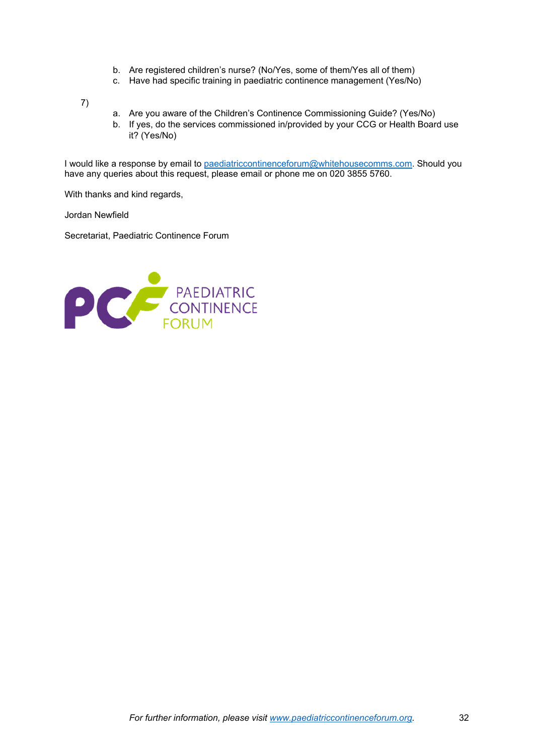b. Are registered children's nurse? (No/Yes, some of them/Yes all of them)
c. Have had specific training in paediatric continence management (Yes/No)

7)

a. Are you aware of the Children's Continence Commissioning Guide? (Yes/No)
b. If yes, do the services commissioned in/provided by your CCG or Health Board use it? (Yes/No)

I would like a response by email to paediatriccontinenceforum@whitehousecomms.com. Should you have any queries about this request, please email or phone me on 020 3855 5760.

With thanks and kind regards,

Jordan Newfield

Secretariat, Paediatric Continence Forum

PCF PAEDIATRIC CONTINENCE FORUM

*For further information, please visit www.paediatriccontinenceforum.org.*